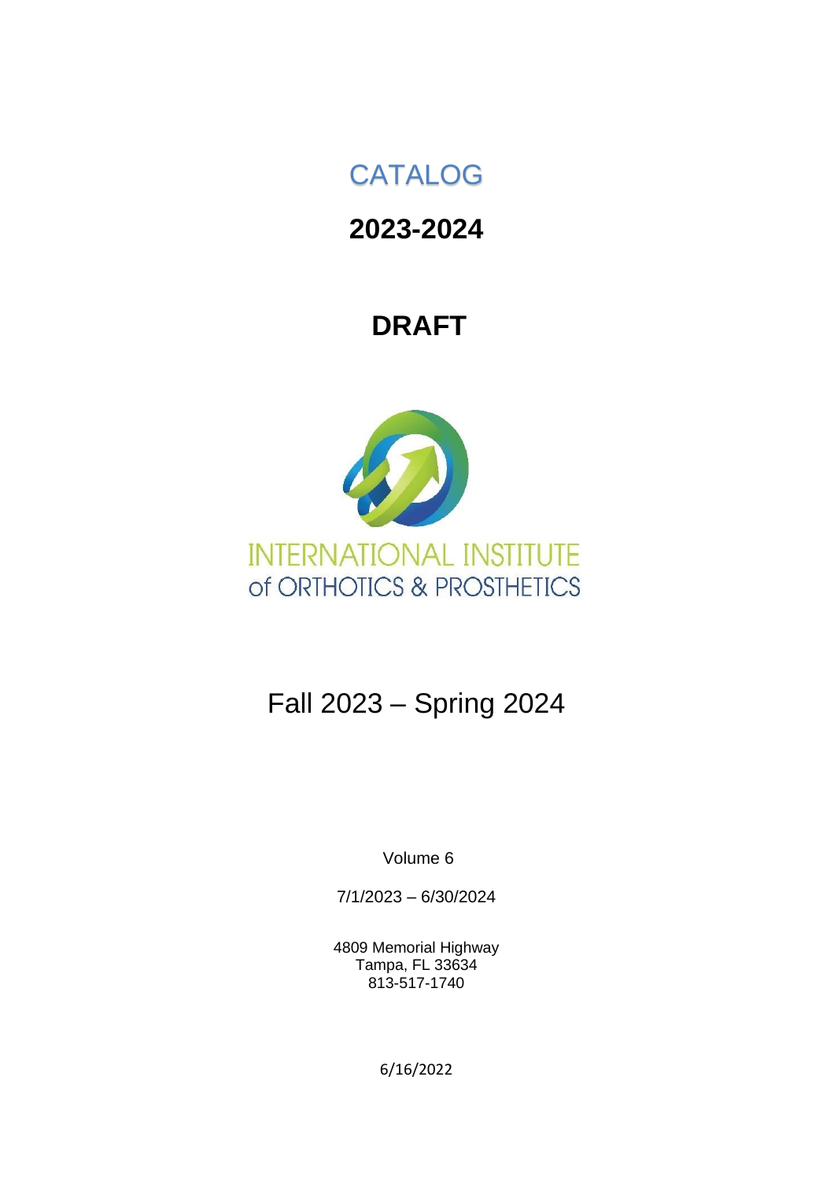# CATALOG

## 2023-2024

## DRAFT

INTERNATIONAL INSTITUTE
of ORTHOTICS & PROSTHETICS

Fall 2023 – Spring 2024

Volume 6

7/1/2023 – 6/30/2024

4809 Memorial Highway
Tampa, FL 33634
813-517-1740

6/16/2022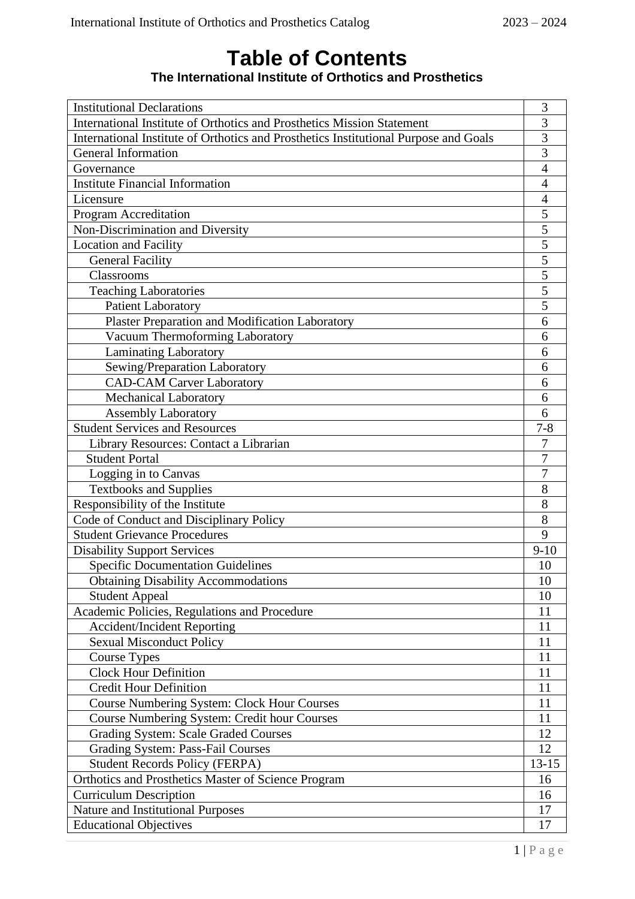# Table of Contents

**The International Institute of Orthotics and Prosthetics**

| | |
|---|---|
| Institutional Declarations | 3 |
| International Institute of Orthotics and Prosthetics Mission Statement | 3 |
| International Institute of Orthotics and Prosthetics Institutional Purpose and Goals | 3 |
| General Information | 3 |
| Governance | 4 |
| Institute Financial Information | 4 |
| Licensure | 4 |
| Program Accreditation | 5 |
| Non-Discrimination and Diversity | 5 |
| Location and Facility | 5 |
| General Facility | 5 |
| Classrooms | 5 |
| Teaching Laboratories | 5 |
| Patient Laboratory | 5 |
| Plaster Preparation and Modification Laboratory | 6 |
| Vacuum Thermoforming Laboratory | 6 |
| Laminating Laboratory | 6 |
| Sewing/Preparation Laboratory | 6 |
| CAD-CAM Carver Laboratory | 6 |
| Mechanical Laboratory | 6 |
| Assembly Laboratory | 6 |
| Student Services and Resources | 7-8 |
| Library Resources: Contact a Librarian | 7 |
| Student Portal | 7 |
| Logging in to Canvas | 7 |
| Textbooks and Supplies | 8 |
| Responsibility of the Institute | 8 |
| Code of Conduct and Disciplinary Policy | 8 |
| Student Grievance Procedures | 9 |
| Disability Support Services | 9-10 |
| Specific Documentation Guidelines | 10 |
| Obtaining Disability Accommodations | 10 |
| Student Appeal | 10 |
| Academic Policies, Regulations and Procedure | 11 |
| Accident/Incident Reporting | 11 |
| Sexual Misconduct Policy | 11 |
| Course Types | 11 |
| Clock Hour Definition | 11 |
| Credit Hour Definition | 11 |
| Course Numbering System: Clock Hour Courses | 11 |
| Course Numbering System: Credit hour Courses | 11 |
| Grading System: Scale Graded Courses | 12 |
| Grading System: Pass-Fail Courses | 12 |
| Student Records Policy (FERPA) | 13-15 |
| Orthotics and Prosthetics Master of Science Program | 16 |
| Curriculum Description | 16 |
| Nature and Institutional Purposes | 17 |
| Educational Objectives | 17 |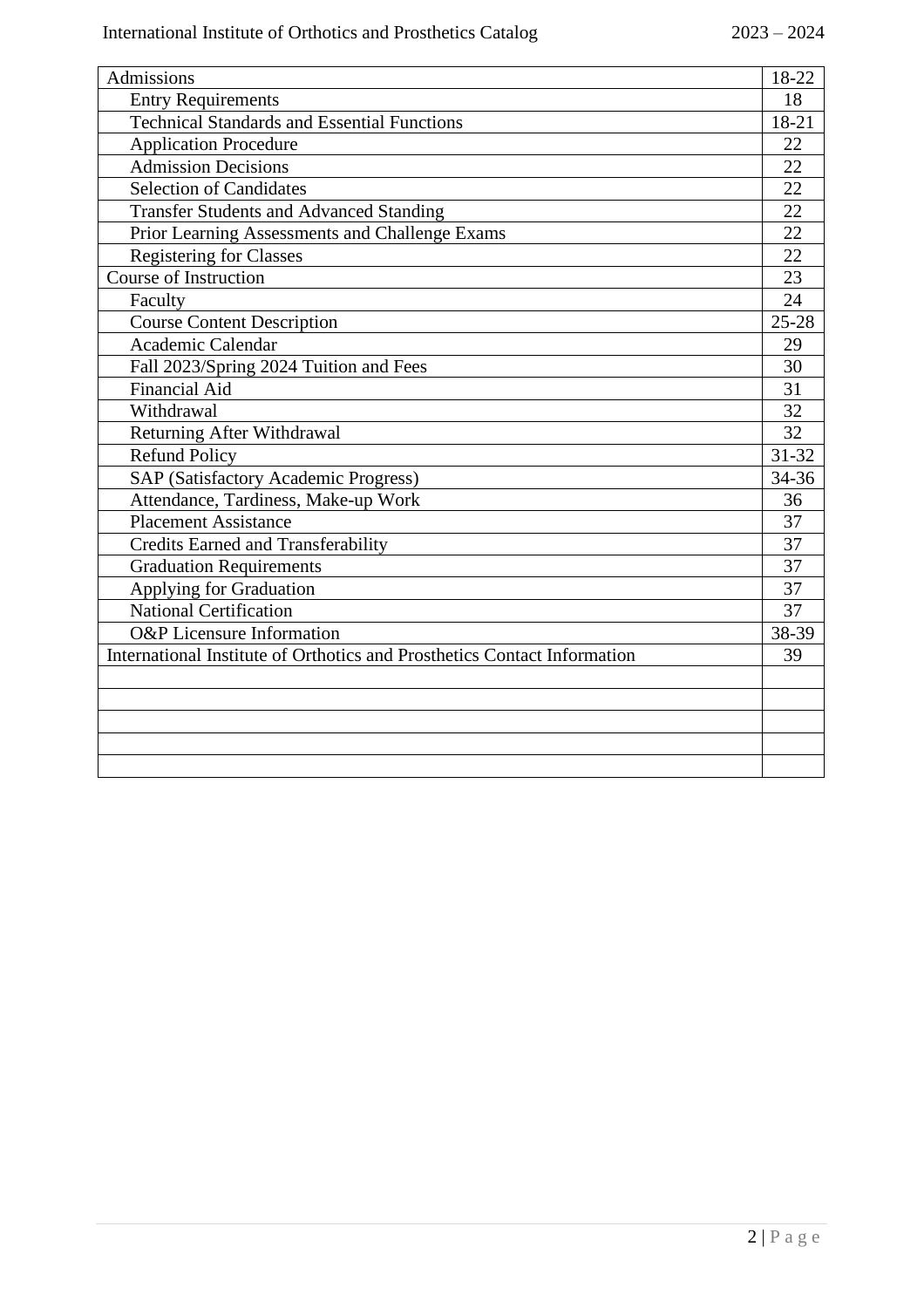| Admissions | 18-22 |
|---|---|
| Entry Requirements | 18 |
| Technical Standards and Essential Functions | 18-21 |
| Application Procedure | 22 |
| Admission Decisions | 22 |
| Selection of Candidates | 22 |
| Transfer Students and Advanced Standing | 22 |
| Prior Learning Assessments and Challenge Exams | 22 |
| Registering for Classes | 22 |
| Course of Instruction | 23 |
| Faculty | 24 |
| Course Content Description | 25-28 |
| Academic Calendar | 29 |
| Fall 2023/Spring 2024 Tuition and Fees | 30 |
| Financial Aid | 31 |
| Withdrawal | 32 |
| Returning After Withdrawal | 32 |
| Refund Policy | 31-32 |
| SAP (Satisfactory Academic Progress) | 34-36 |
| Attendance, Tardiness, Make-up Work | 36 |
| Placement Assistance | 37 |
| Credits Earned and Transferability | 37 |
| Graduation Requirements | 37 |
| Applying for Graduation | 37 |
| National Certification | 37 |
| O&P Licensure Information | 38-39 |
| International Institute of Orthotics and Prosthetics Contact Information | 39 |
| | |
| | |
| | |
| | |
| | |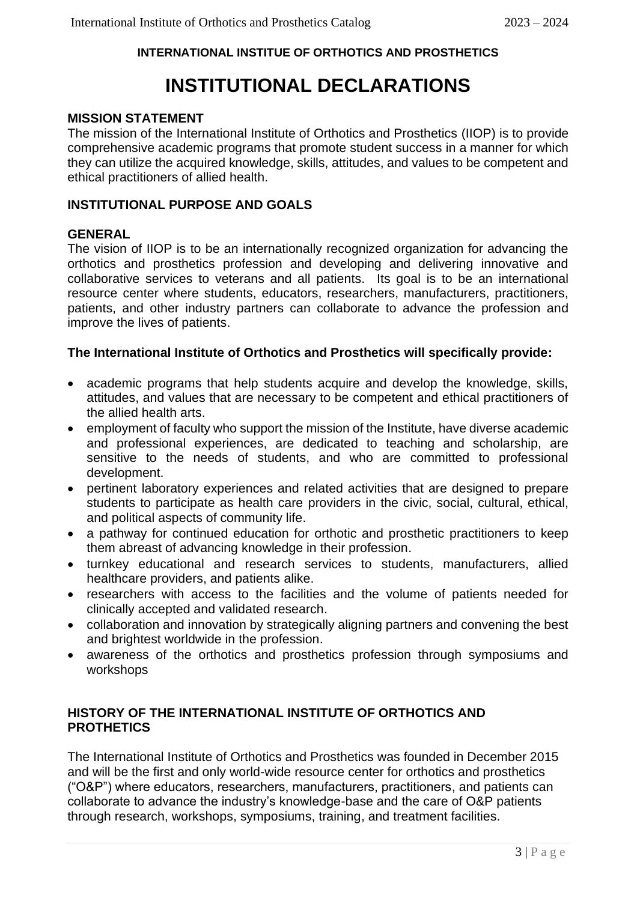**INTERNATIONAL INSTITUE OF ORTHOTICS AND PROSTHETICS**

# INSTITUTIONAL DECLARATIONS

### MISSION STATEMENT

The mission of the International Institute of Orthotics and Prosthetics (IIOP) is to provide comprehensive academic programs that promote student success in a manner for which they can utilize the acquired knowledge, skills, attitudes, and values to be competent and ethical practitioners of allied health.

### INSTITUTIONAL PURPOSE AND GOALS

### GENERAL

The vision of IIOP is to be an internationally recognized organization for advancing the orthotics and prosthetics profession and developing and delivering innovative and collaborative services to veterans and all patients. Its goal is to be an international resource center where students, educators, researchers, manufacturers, practitioners, patients, and other industry partners can collaborate to advance the profession and improve the lives of patients.

**The International Institute of Orthotics and Prosthetics will specifically provide:**

- academic programs that help students acquire and develop the knowledge, skills, attitudes, and values that are necessary to be competent and ethical practitioners of the allied health arts.
- employment of faculty who support the mission of the Institute, have diverse academic and professional experiences, are dedicated to teaching and scholarship, are sensitive to the needs of students, and who are committed to professional development.
- pertinent laboratory experiences and related activities that are designed to prepare students to participate as health care providers in the civic, social, cultural, ethical, and political aspects of community life.
- a pathway for continued education for orthotic and prosthetic practitioners to keep them abreast of advancing knowledge in their profession.
- turnkey educational and research services to students, manufacturers, allied healthcare providers, and patients alike.
- researchers with access to the facilities and the volume of patients needed for clinically accepted and validated research.
- collaboration and innovation by strategically aligning partners and convening the best and brightest worldwide in the profession.
- awareness of the orthotics and prosthetics profession through symposiums and workshops

### HISTORY OF THE INTERNATIONAL INSTITUTE OF ORTHOTICS AND PROTHETICS

The International Institute of Orthotics and Prosthetics was founded in December 2015 and will be the first and only world-wide resource center for orthotics and prosthetics ("O&P") where educators, researchers, manufacturers, practitioners, and patients can collaborate to advance the industry's knowledge-base and the care of O&P patients through research, workshops, symposiums, training, and treatment facilities.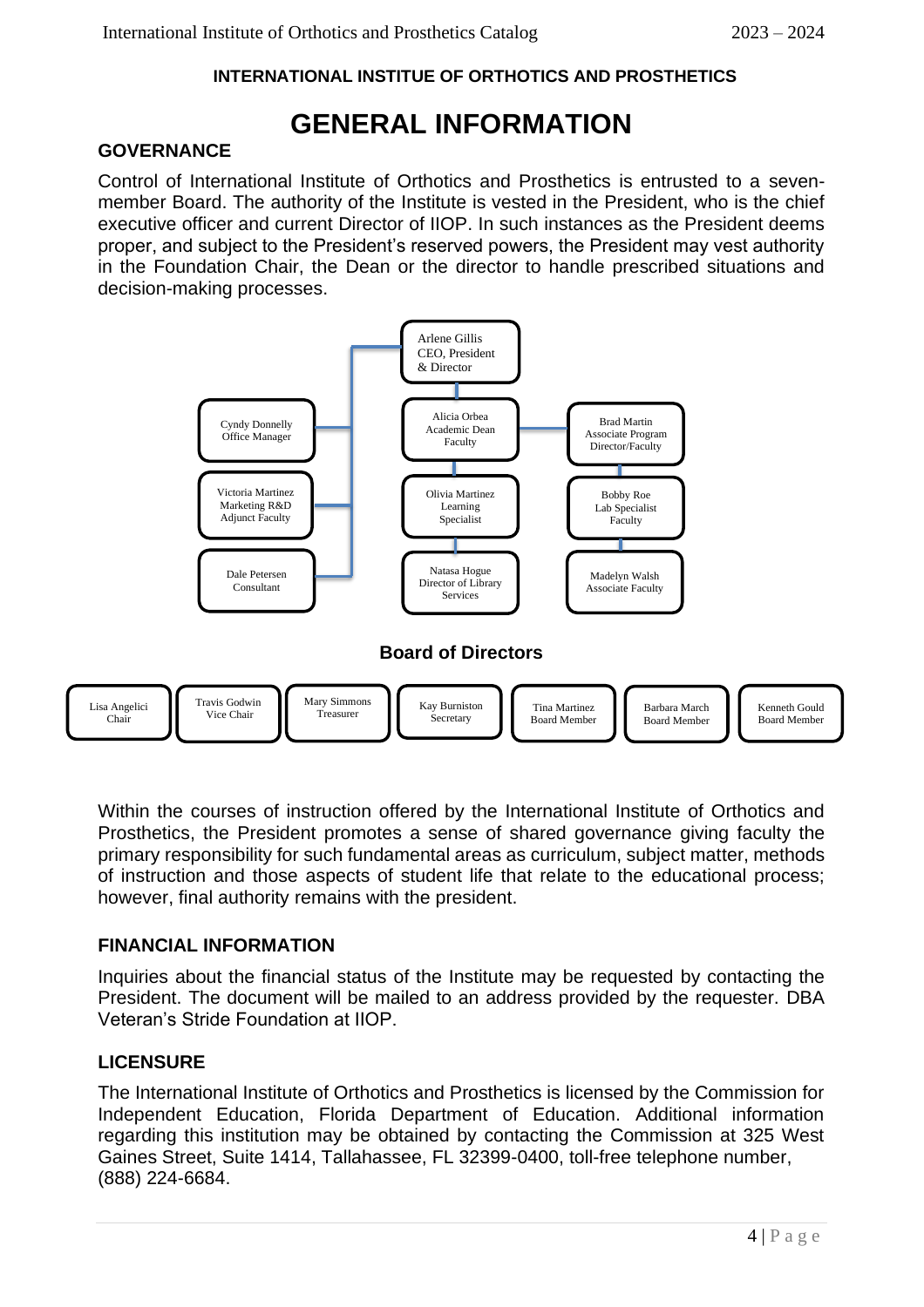**INTERNATIONAL INSTITUE OF ORTHOTICS AND PROSTHETICS**

# GENERAL INFORMATION

## GOVERNANCE

Control of International Institute of Orthotics and Prosthetics is entrusted to a seven-member Board. The authority of the Institute is vested in the President, who is the chief executive officer and current Director of IIOP. In such instances as the President deems proper, and subject to the President's reserved powers, the President may vest authority in the Foundation Chair, the Dean or the director to handle prescribed situations and decision-making processes.

Arlene Gillis
CEO, President & Director

Cyndy Donnelly
Office Manager

Victoria Martinez
Marketing R&D
Adjunct Faculty

Dale Petersen
Consultant

Alicia Orbea
Academic Dean
Faculty

Olivia Martinez
Learning Specialist

Natasa Hogue
Director of Library Services

Brad Martin
Associate Program Director/Faculty

Bobby Roe
Lab Specialist
Faculty

Madelyn Walsh
Associate Faculty

### Board of Directors

Lisa Angelici
Chair

Travis Godwin
Vice Chair

Mary Simmons
Treasurer

Kay Burniston
Secretary

Tina Martinez
Board Member

Barbara March
Board Member

Kenneth Gould
Board Member

Within the courses of instruction offered by the International Institute of Orthotics and Prosthetics, the President promotes a sense of shared governance giving faculty the primary responsibility for such fundamental areas as curriculum, subject matter, methods of instruction and those aspects of student life that relate to the educational process; however, final authority remains with the president.

## FINANCIAL INFORMATION

Inquiries about the financial status of the Institute may be requested by contacting the President. The document will be mailed to an address provided by the requester. DBA Veteran's Stride Foundation at IIOP.

## LICENSURE

The International Institute of Orthotics and Prosthetics is licensed by the Commission for Independent Education, Florida Department of Education. Additional information regarding this institution may be obtained by contacting the Commission at 325 West Gaines Street, Suite 1414, Tallahassee, FL 32399-0400, toll-free telephone number, (888) 224-6684.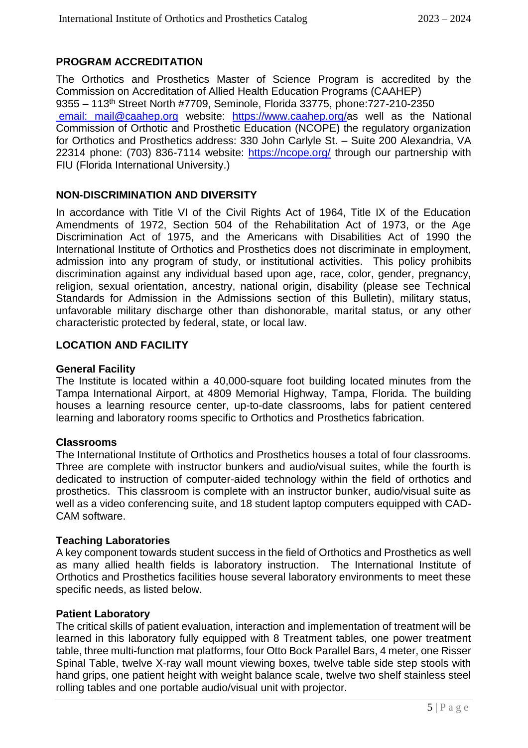## PROGRAM ACCREDITATION

The Orthotics and Prosthetics Master of Science Program is accredited by the Commission on Accreditation of Allied Health Education Programs (CAAHEP) 9355 – 113th Street North #7709, Seminole, Florida 33775, phone:727-210-2350 email: mail@caahep.org website: https://www.caahep.org/as well as the National Commission of Orthotic and Prosthetic Education (NCOPE) the regulatory organization for Orthotics and Prosthetics address: 330 John Carlyle St. – Suite 200 Alexandria, VA 22314 phone: (703) 836-7114 website: https://ncope.org/ through our partnership with FIU (Florida International University.)

## NON-DISCRIMINATION AND DIVERSITY

In accordance with Title VI of the Civil Rights Act of 1964, Title IX of the Education Amendments of 1972, Section 504 of the Rehabilitation Act of 1973, or the Age Discrimination Act of 1975, and the Americans with Disabilities Act of 1990 the International Institute of Orthotics and Prosthetics does not discriminate in employment, admission into any program of study, or institutional activities. This policy prohibits discrimination against any individual based upon age, race, color, gender, pregnancy, religion, sexual orientation, ancestry, national origin, disability (please see Technical Standards for Admission in the Admissions section of this Bulletin), military status, unfavorable military discharge other than dishonorable, marital status, or any other characteristic protected by federal, state, or local law.

## LOCATION AND FACILITY

### General Facility

The Institute is located within a 40,000-square foot building located minutes from the Tampa International Airport, at 4809 Memorial Highway, Tampa, Florida. The building houses a learning resource center, up-to-date classrooms, labs for patient centered learning and laboratory rooms specific to Orthotics and Prosthetics fabrication.

### Classrooms

The International Institute of Orthotics and Prosthetics houses a total of four classrooms. Three are complete with instructor bunkers and audio/visual suites, while the fourth is dedicated to instruction of computer-aided technology within the field of orthotics and prosthetics. This classroom is complete with an instructor bunker, audio/visual suite as well as a video conferencing suite, and 18 student laptop computers equipped with CAD-CAM software.

### Teaching Laboratories

A key component towards student success in the field of Orthotics and Prosthetics as well as many allied health fields is laboratory instruction. The International Institute of Orthotics and Prosthetics facilities house several laboratory environments to meet these specific needs, as listed below.

### Patient Laboratory

The critical skills of patient evaluation, interaction and implementation of treatment will be learned in this laboratory fully equipped with 8 Treatment tables, one power treatment table, three multi-function mat platforms, four Otto Bock Parallel Bars, 4 meter, one Risser Spinal Table, twelve X-ray wall mount viewing boxes, twelve table side step stools with hand grips, one patient height with weight balance scale, twelve two shelf stainless steel rolling tables and one portable audio/visual unit with projector.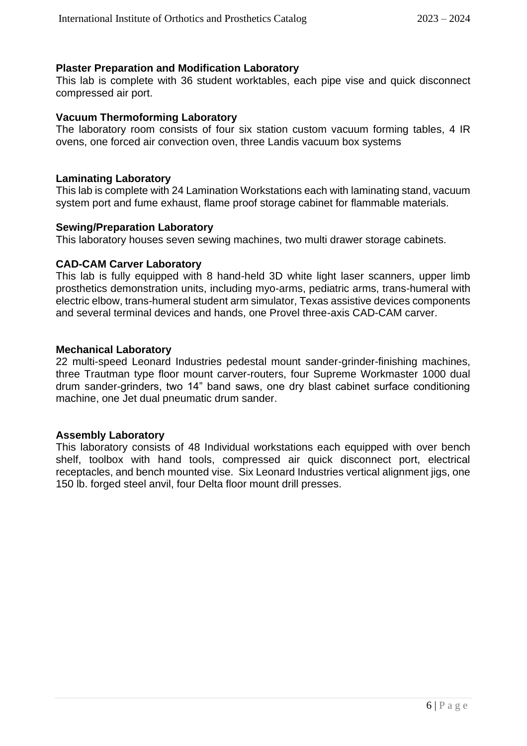**Plaster Preparation and Modification Laboratory**

This lab is complete with 36 student worktables, each pipe vise and quick disconnect compressed air port.

**Vacuum Thermoforming Laboratory**

The laboratory room consists of four six station custom vacuum forming tables, 4 IR ovens, one forced air convection oven, three Landis vacuum box systems

**Laminating Laboratory**

This lab is complete with 24 Lamination Workstations each with laminating stand, vacuum system port and fume exhaust, flame proof storage cabinet for flammable materials.

**Sewing/Preparation Laboratory**

This laboratory houses seven sewing machines, two multi drawer storage cabinets.

**CAD-CAM Carver Laboratory**

This lab is fully equipped with 8 hand-held 3D white light laser scanners, upper limb prosthetics demonstration units, including myo-arms, pediatric arms, trans-humeral with electric elbow, trans-humeral student arm simulator, Texas assistive devices components and several terminal devices and hands, one Provel three-axis CAD-CAM carver.

**Mechanical Laboratory**

22 multi-speed Leonard Industries pedestal mount sander-grinder-finishing machines, three Trautman type floor mount carver-routers, four Supreme Workmaster 1000 dual drum sander-grinders, two 14" band saws, one dry blast cabinet surface conditioning machine, one Jet dual pneumatic drum sander.

**Assembly Laboratory**

This laboratory consists of 48 Individual workstations each equipped with over bench shelf, toolbox with hand tools, compressed air quick disconnect port, electrical receptacles, and bench mounted vise. Six Leonard Industries vertical alignment jigs, one 150 lb. forged steel anvil, four Delta floor mount drill presses.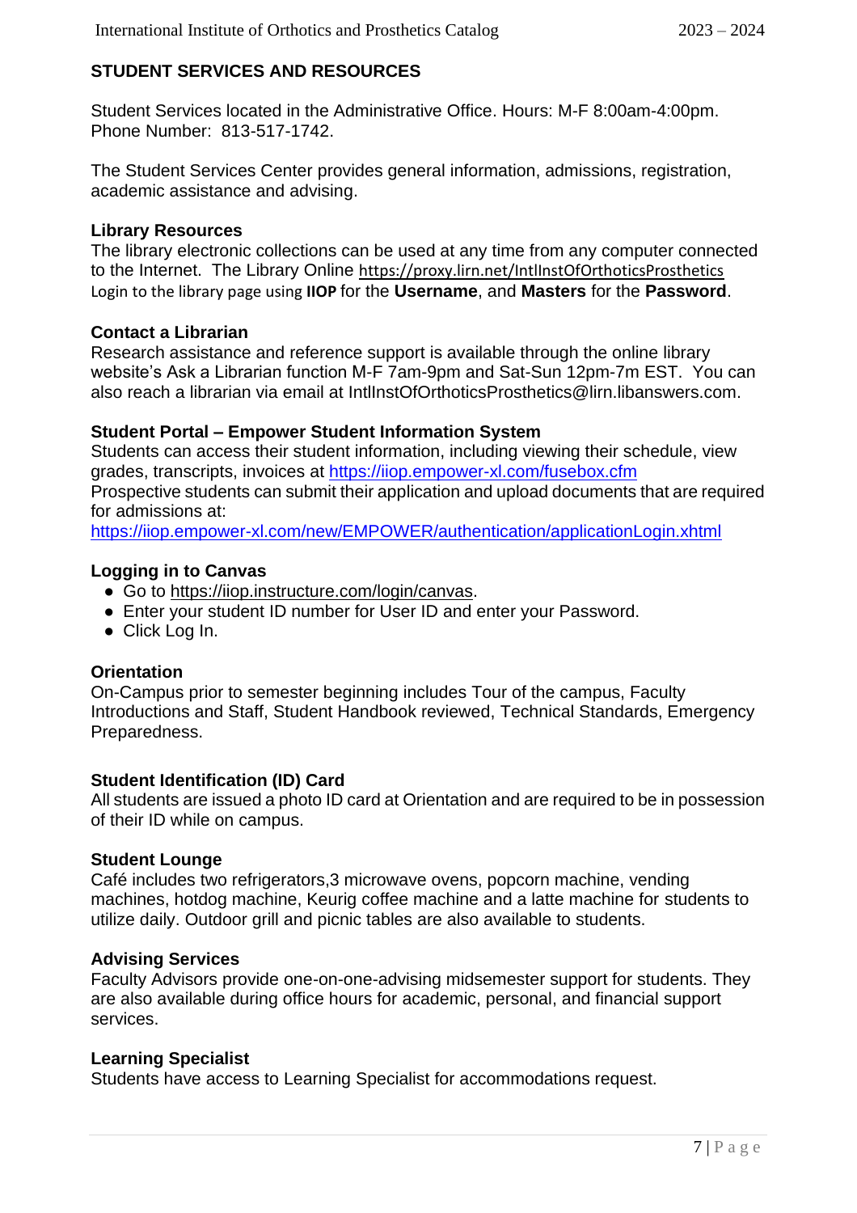## STUDENT SERVICES AND RESOURCES

Student Services located in the Administrative Office. Hours: M-F 8:00am-4:00pm. Phone Number: 813-517-1742.

The Student Services Center provides general information, admissions, registration, academic assistance and advising.

### Library Resources

The library electronic collections can be used at any time from any computer connected to the Internet. The Library Online https://proxy.lirn.net/IntlInstOfOrthoticsProsthetics Login to the library page using **IIOP** for the **Username**, and **Masters** for the **Password**.

### Contact a Librarian

Research assistance and reference support is available through the online library website's Ask a Librarian function M-F 7am-9pm and Sat-Sun 12pm-7m EST. You can also reach a librarian via email at IntlInstOfOrthoticsProsthetics@lirn.libanswers.com.

### Student Portal – Empower Student Information System

Students can access their student information, including viewing their schedule, view grades, transcripts, invoices at https://iiop.empower-xl.com/fusebox.cfm
Prospective students can submit their application and upload documents that are required for admissions at:
https://iiop.empower-xl.com/new/EMPOWER/authentication/applicationLogin.xhtml

### Logging in to Canvas

- Go to https://iiop.instructure.com/login/canvas.
- Enter your student ID number for User ID and enter your Password.
- Click Log In.

### Orientation

On-Campus prior to semester beginning includes Tour of the campus, Faculty Introductions and Staff, Student Handbook reviewed, Technical Standards, Emergency Preparedness.

### Student Identification (ID) Card

All students are issued a photo ID card at Orientation and are required to be in possession of their ID while on campus.

### Student Lounge

Café includes two refrigerators,3 microwave ovens, popcorn machine, vending machines, hotdog machine, Keurig coffee machine and a latte machine for students to utilize daily. Outdoor grill and picnic tables are also available to students.

### Advising Services

Faculty Advisors provide one-on-one-advising midsemester support for students. They are also available during office hours for academic, personal, and financial support services.

### Learning Specialist

Students have access to Learning Specialist for accommodations request.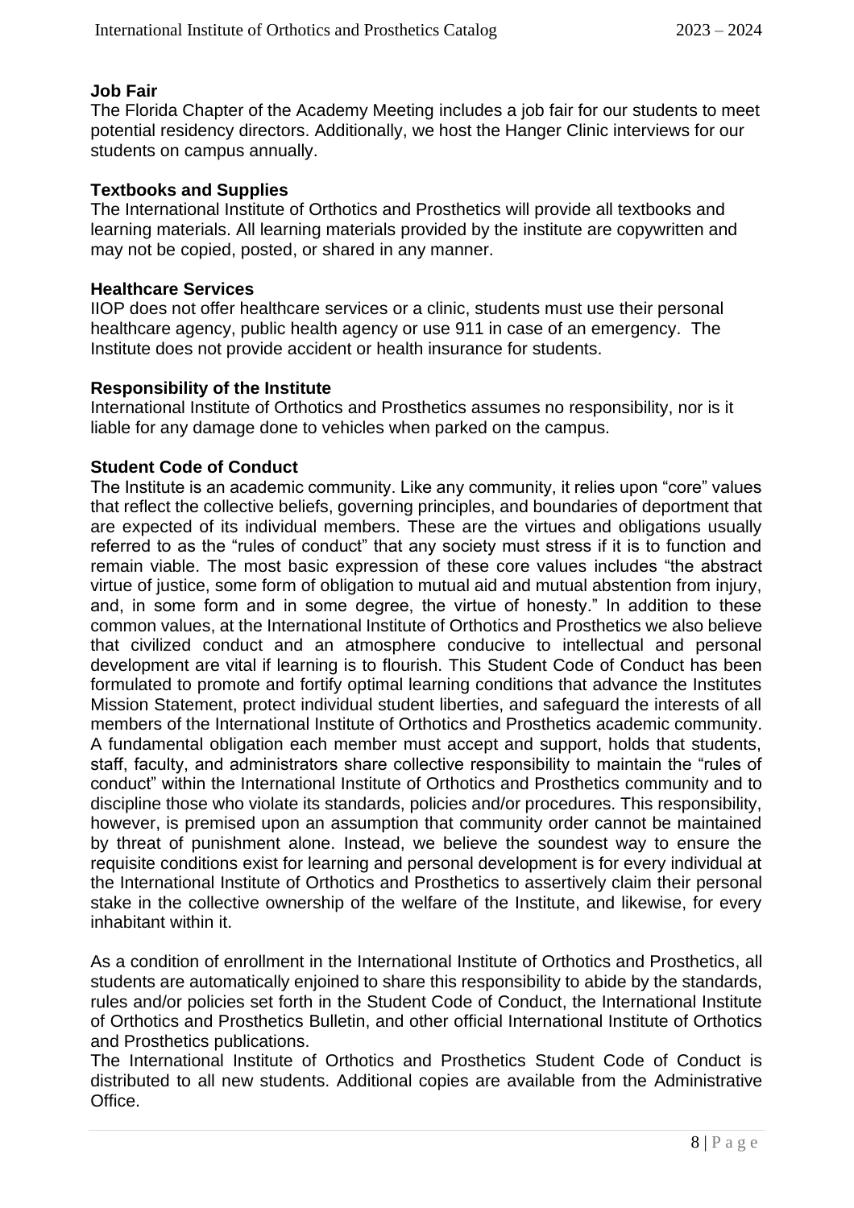### Job Fair

The Florida Chapter of the Academy Meeting includes a job fair for our students to meet potential residency directors. Additionally, we host the Hanger Clinic interviews for our students on campus annually.

### Textbooks and Supplies

The International Institute of Orthotics and Prosthetics will provide all textbooks and learning materials. All learning materials provided by the institute are copywritten and may not be copied, posted, or shared in any manner.

### Healthcare Services

IIOP does not offer healthcare services or a clinic, students must use their personal healthcare agency, public health agency or use 911 in case of an emergency. The Institute does not provide accident or health insurance for students.

### Responsibility of the Institute

International Institute of Orthotics and Prosthetics assumes no responsibility, nor is it liable for any damage done to vehicles when parked on the campus.

### Student Code of Conduct

The Institute is an academic community. Like any community, it relies upon "core" values that reflect the collective beliefs, governing principles, and boundaries of deportment that are expected of its individual members. These are the virtues and obligations usually referred to as the "rules of conduct" that any society must stress if it is to function and remain viable. The most basic expression of these core values includes "the abstract virtue of justice, some form of obligation to mutual aid and mutual abstention from injury, and, in some form and in some degree, the virtue of honesty." In addition to these common values, at the International Institute of Orthotics and Prosthetics we also believe that civilized conduct and an atmosphere conducive to intellectual and personal development are vital if learning is to flourish. This Student Code of Conduct has been formulated to promote and fortify optimal learning conditions that advance the Institutes Mission Statement, protect individual student liberties, and safeguard the interests of all members of the International Institute of Orthotics and Prosthetics academic community. A fundamental obligation each member must accept and support, holds that students, staff, faculty, and administrators share collective responsibility to maintain the "rules of conduct" within the International Institute of Orthotics and Prosthetics community and to discipline those who violate its standards, policies and/or procedures. This responsibility, however, is premised upon an assumption that community order cannot be maintained by threat of punishment alone. Instead, we believe the soundest way to ensure the requisite conditions exist for learning and personal development is for every individual at the International Institute of Orthotics and Prosthetics to assertively claim their personal stake in the collective ownership of the welfare of the Institute, and likewise, for every inhabitant within it.

As a condition of enrollment in the International Institute of Orthotics and Prosthetics, all students are automatically enjoined to share this responsibility to abide by the standards, rules and/or policies set forth in the Student Code of Conduct, the International Institute of Orthotics and Prosthetics Bulletin, and other official International Institute of Orthotics and Prosthetics publications.

The International Institute of Orthotics and Prosthetics Student Code of Conduct is distributed to all new students. Additional copies are available from the Administrative Office.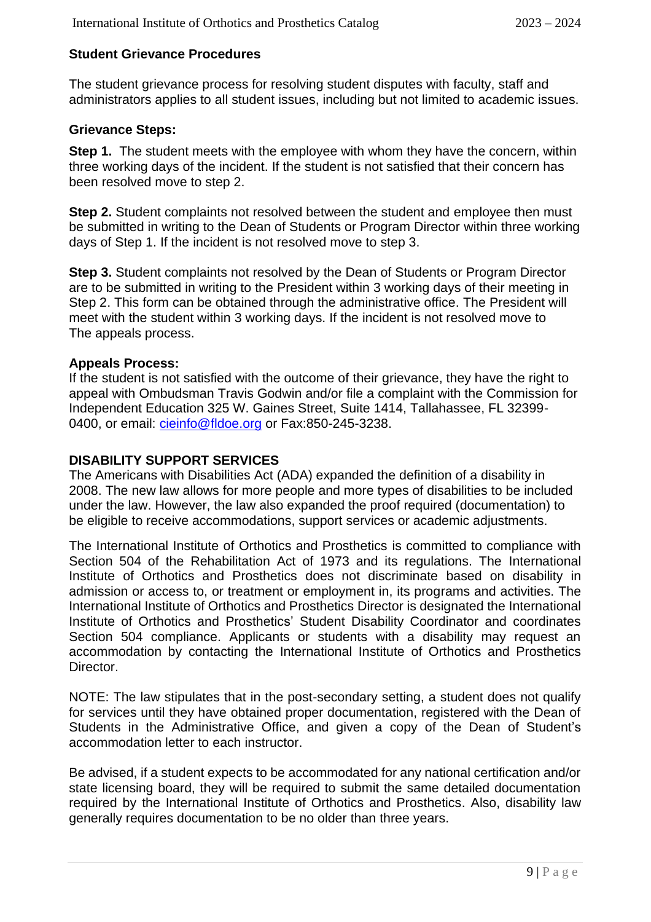## Student Grievance Procedures

The student grievance process for resolving student disputes with faculty, staff and administrators applies to all student issues, including but not limited to academic issues.

### Grievance Steps:

**Step 1.** The student meets with the employee with whom they have the concern, within three working days of the incident. If the student is not satisfied that their concern has been resolved move to step 2.

**Step 2.** Student complaints not resolved between the student and employee then must be submitted in writing to the Dean of Students or Program Director within three working days of Step 1. If the incident is not resolved move to step 3.

**Step 3.** Student complaints not resolved by the Dean of Students or Program Director are to be submitted in writing to the President within 3 working days of their meeting in Step 2. This form can be obtained through the administrative office. The President will meet with the student within 3 working days. If the incident is not resolved move to The appeals process.

### Appeals Process:

If the student is not satisfied with the outcome of their grievance, they have the right to appeal with Ombudsman Travis Godwin and/or file a complaint with the Commission for Independent Education 325 W. Gaines Street, Suite 1414, Tallahassee, FL 32399-0400, or email: cieinfo@fldoe.org or Fax:850-245-3238.

## DISABILITY SUPPORT SERVICES

The Americans with Disabilities Act (ADA) expanded the definition of a disability in 2008. The new law allows for more people and more types of disabilities to be included under the law. However, the law also expanded the proof required (documentation) to be eligible to receive accommodations, support services or academic adjustments.

The International Institute of Orthotics and Prosthetics is committed to compliance with Section 504 of the Rehabilitation Act of 1973 and its regulations. The International Institute of Orthotics and Prosthetics does not discriminate based on disability in admission or access to, or treatment or employment in, its programs and activities. The International Institute of Orthotics and Prosthetics Director is designated the International Institute of Orthotics and Prosthetics' Student Disability Coordinator and coordinates Section 504 compliance. Applicants or students with a disability may request an accommodation by contacting the International Institute of Orthotics and Prosthetics Director.

NOTE: The law stipulates that in the post-secondary setting, a student does not qualify for services until they have obtained proper documentation, registered with the Dean of Students in the Administrative Office, and given a copy of the Dean of Student's accommodation letter to each instructor.

Be advised, if a student expects to be accommodated for any national certification and/or state licensing board, they will be required to submit the same detailed documentation required by the International Institute of Orthotics and Prosthetics. Also, disability law generally requires documentation to be no older than three years.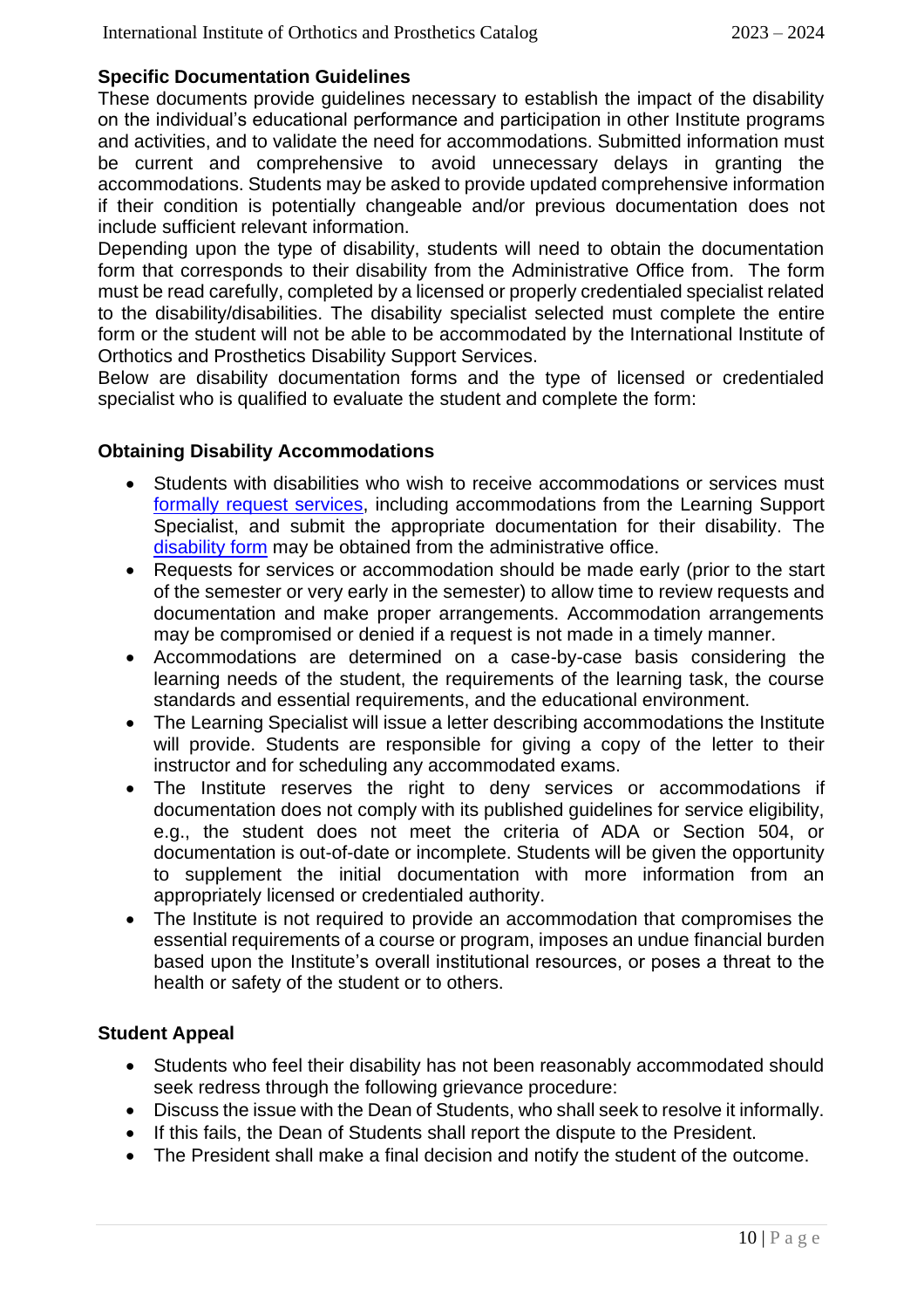### Specific Documentation Guidelines

These documents provide guidelines necessary to establish the impact of the disability on the individual's educational performance and participation in other Institute programs and activities, and to validate the need for accommodations. Submitted information must be current and comprehensive to avoid unnecessary delays in granting the accommodations. Students may be asked to provide updated comprehensive information if their condition is potentially changeable and/or previous documentation does not include sufficient relevant information.

Depending upon the type of disability, students will need to obtain the documentation form that corresponds to their disability from the Administrative Office from. The form must be read carefully, completed by a licensed or properly credentialed specialist related to the disability/disabilities. The disability specialist selected must complete the entire form or the student will not be able to be accommodated by the International Institute of Orthotics and Prosthetics Disability Support Services.

Below are disability documentation forms and the type of licensed or credentialed specialist who is qualified to evaluate the student and complete the form:

### Obtaining Disability Accommodations

- Students with disabilities who wish to receive accommodations or services must formally request services, including accommodations from the Learning Support Specialist, and submit the appropriate documentation for their disability. The disability form may be obtained from the administrative office.
- Requests for services or accommodation should be made early (prior to the start of the semester or very early in the semester) to allow time to review requests and documentation and make proper arrangements. Accommodation arrangements may be compromised or denied if a request is not made in a timely manner.
- Accommodations are determined on a case-by-case basis considering the learning needs of the student, the requirements of the learning task, the course standards and essential requirements, and the educational environment.
- The Learning Specialist will issue a letter describing accommodations the Institute will provide. Students are responsible for giving a copy of the letter to their instructor and for scheduling any accommodated exams.
- The Institute reserves the right to deny services or accommodations if documentation does not comply with its published guidelines for service eligibility, e.g., the student does not meet the criteria of ADA or Section 504, or documentation is out-of-date or incomplete. Students will be given the opportunity to supplement the initial documentation with more information from an appropriately licensed or credentialed authority.
- The Institute is not required to provide an accommodation that compromises the essential requirements of a course or program, imposes an undue financial burden based upon the Institute's overall institutional resources, or poses a threat to the health or safety of the student or to others.

### Student Appeal

- Students who feel their disability has not been reasonably accommodated should seek redress through the following grievance procedure:
- Discuss the issue with the Dean of Students, who shall seek to resolve it informally.
- If this fails, the Dean of Students shall report the dispute to the President.
- The President shall make a final decision and notify the student of the outcome.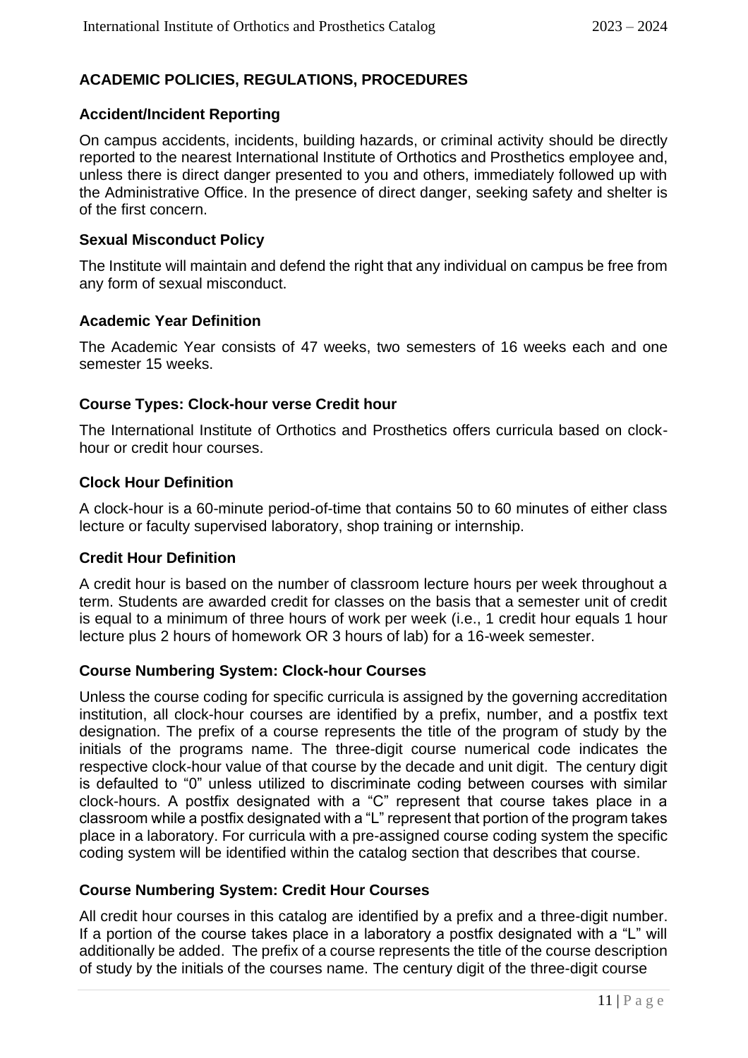## ACADEMIC POLICIES, REGULATIONS, PROCEDURES

### Accident/Incident Reporting

On campus accidents, incidents, building hazards, or criminal activity should be directly reported to the nearest International Institute of Orthotics and Prosthetics employee and, unless there is direct danger presented to you and others, immediately followed up with the Administrative Office. In the presence of direct danger, seeking safety and shelter is of the first concern.

### Sexual Misconduct Policy

The Institute will maintain and defend the right that any individual on campus be free from any form of sexual misconduct.

### Academic Year Definition

The Academic Year consists of 47 weeks, two semesters of 16 weeks each and one semester 15 weeks.

### Course Types: Clock-hour verse Credit hour

The International Institute of Orthotics and Prosthetics offers curricula based on clock-hour or credit hour courses.

### Clock Hour Definition

A clock-hour is a 60-minute period-of-time that contains 50 to 60 minutes of either class lecture or faculty supervised laboratory, shop training or internship.

### Credit Hour Definition

A credit hour is based on the number of classroom lecture hours per week throughout a term. Students are awarded credit for classes on the basis that a semester unit of credit is equal to a minimum of three hours of work per week (i.e., 1 credit hour equals 1 hour lecture plus 2 hours of homework OR 3 hours of lab) for a 16-week semester.

### Course Numbering System: Clock-hour Courses

Unless the course coding for specific curricula is assigned by the governing accreditation institution, all clock-hour courses are identified by a prefix, number, and a postfix text designation. The prefix of a course represents the title of the program of study by the initials of the programs name. The three-digit course numerical code indicates the respective clock-hour value of that course by the decade and unit digit. The century digit is defaulted to "0" unless utilized to discriminate coding between courses with similar clock-hours. A postfix designated with a "C" represent that course takes place in a classroom while a postfix designated with a "L" represent that portion of the program takes place in a laboratory. For curricula with a pre-assigned course coding system the specific coding system will be identified within the catalog section that describes that course.

### Course Numbering System: Credit Hour Courses

All credit hour courses in this catalog are identified by a prefix and a three-digit number. If a portion of the course takes place in a laboratory a postfix designated with a "L" will additionally be added. The prefix of a course represents the title of the course description of study by the initials of the courses name. The century digit of the three-digit course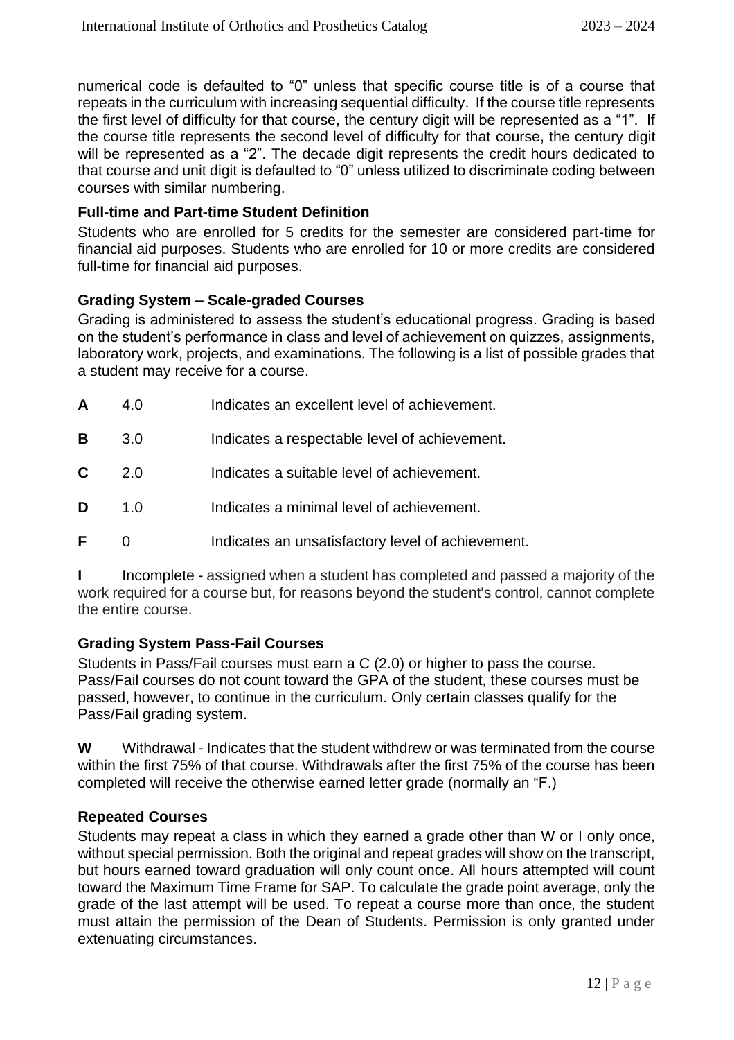numerical code is defaulted to "0" unless that specific course title is of a course that repeats in the curriculum with increasing sequential difficulty. If the course title represents the first level of difficulty for that course, the century digit will be represented as a "1". If the course title represents the second level of difficulty for that course, the century digit will be represented as a "2". The decade digit represents the credit hours dedicated to that course and unit digit is defaulted to "0" unless utilized to discriminate coding between courses with similar numbering.

### Full-time and Part-time Student Definition

Students who are enrolled for 5 credits for the semester are considered part-time for financial aid purposes. Students who are enrolled for 10 or more credits are considered full-time for financial aid purposes.

### Grading System – Scale-graded Courses

Grading is administered to assess the student's educational progress. Grading is based on the student's performance in class and level of achievement on quizzes, assignments, laboratory work, projects, and examinations. The following is a list of possible grades that a student may receive for a course.

**A** 4.0 Indicates an excellent level of achievement.

**B** 3.0 Indicates a respectable level of achievement.

**C** 2.0 Indicates a suitable level of achievement.

**D** 1.0 Indicates a minimal level of achievement.

**F** 0 Indicates an unsatisfactory level of achievement.

**I** Incomplete - assigned when a student has completed and passed a majority of the work required for a course but, for reasons beyond the student's control, cannot complete the entire course.

### Grading System Pass-Fail Courses

Students in Pass/Fail courses must earn a C (2.0) or higher to pass the course. Pass/Fail courses do not count toward the GPA of the student, these courses must be passed, however, to continue in the curriculum. Only certain classes qualify for the Pass/Fail grading system.

**W** Withdrawal - Indicates that the student withdrew or was terminated from the course within the first 75% of that course. Withdrawals after the first 75% of the course has been completed will receive the otherwise earned letter grade (normally an "F.)

### Repeated Courses

Students may repeat a class in which they earned a grade other than W or I only once, without special permission. Both the original and repeat grades will show on the transcript, but hours earned toward graduation will only count once. All hours attempted will count toward the Maximum Time Frame for SAP. To calculate the grade point average, only the grade of the last attempt will be used. To repeat a course more than once, the student must attain the permission of the Dean of Students. Permission is only granted under extenuating circumstances.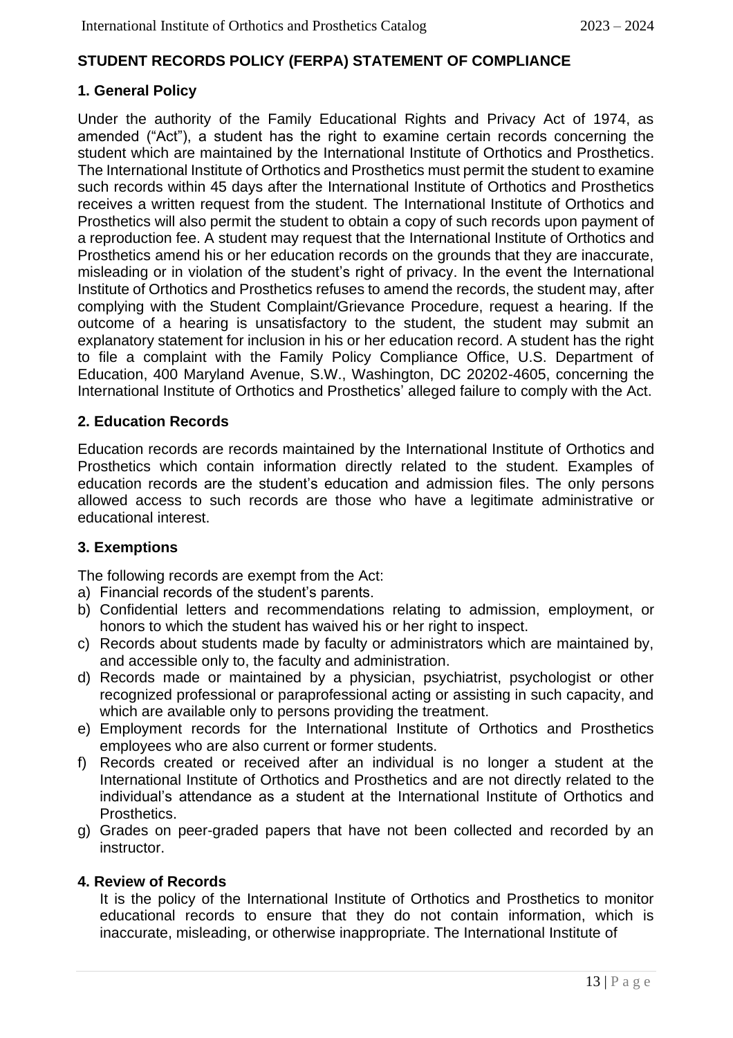## STUDENT RECORDS POLICY (FERPA) STATEMENT OF COMPLIANCE

### 1. General Policy

Under the authority of the Family Educational Rights and Privacy Act of 1974, as amended ("Act"), a student has the right to examine certain records concerning the student which are maintained by the International Institute of Orthotics and Prosthetics. The International Institute of Orthotics and Prosthetics must permit the student to examine such records within 45 days after the International Institute of Orthotics and Prosthetics receives a written request from the student. The International Institute of Orthotics and Prosthetics will also permit the student to obtain a copy of such records upon payment of a reproduction fee. A student may request that the International Institute of Orthotics and Prosthetics amend his or her education records on the grounds that they are inaccurate, misleading or in violation of the student's right of privacy. In the event the International Institute of Orthotics and Prosthetics refuses to amend the records, the student may, after complying with the Student Complaint/Grievance Procedure, request a hearing. If the outcome of a hearing is unsatisfactory to the student, the student may submit an explanatory statement for inclusion in his or her education record. A student has the right to file a complaint with the Family Policy Compliance Office, U.S. Department of Education, 400 Maryland Avenue, S.W., Washington, DC 20202-4605, concerning the International Institute of Orthotics and Prosthetics' alleged failure to comply with the Act.

### 2. Education Records

Education records are records maintained by the International Institute of Orthotics and Prosthetics which contain information directly related to the student. Examples of education records are the student's education and admission files. The only persons allowed access to such records are those who have a legitimate administrative or educational interest.

### 3. Exemptions

The following records are exempt from the Act:

a) Financial records of the student's parents.
b) Confidential letters and recommendations relating to admission, employment, or honors to which the student has waived his or her right to inspect.
c) Records about students made by faculty or administrators which are maintained by, and accessible only to, the faculty and administration.
d) Records made or maintained by a physician, psychiatrist, psychologist or other recognized professional or paraprofessional acting or assisting in such capacity, and which are available only to persons providing the treatment.
e) Employment records for the International Institute of Orthotics and Prosthetics employees who are also current or former students.
f) Records created or received after an individual is no longer a student at the International Institute of Orthotics and Prosthetics and are not directly related to the individual's attendance as a student at the International Institute of Orthotics and Prosthetics.
g) Grades on peer-graded papers that have not been collected and recorded by an instructor.

### 4. Review of Records

It is the policy of the International Institute of Orthotics and Prosthetics to monitor educational records to ensure that they do not contain information, which is inaccurate, misleading, or otherwise inappropriate. The International Institute of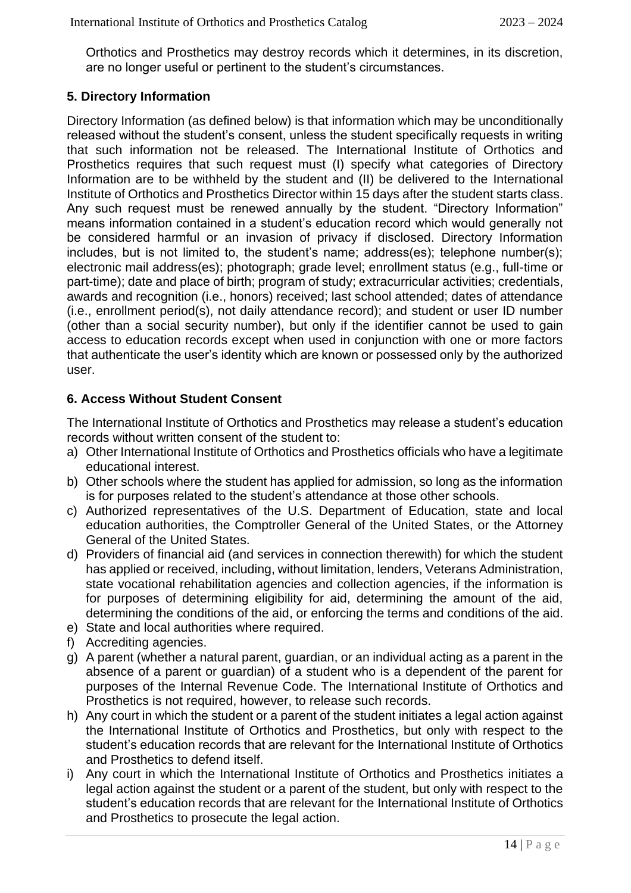Orthotics and Prosthetics may destroy records which it determines, in its discretion, are no longer useful or pertinent to the student's circumstances.

### 5. Directory Information

Directory Information (as defined below) is that information which may be unconditionally released without the student's consent, unless the student specifically requests in writing that such information not be released. The International Institute of Orthotics and Prosthetics requires that such request must (I) specify what categories of Directory Information are to be withheld by the student and (II) be delivered to the International Institute of Orthotics and Prosthetics Director within 15 days after the student starts class. Any such request must be renewed annually by the student. "Directory Information" means information contained in a student's education record which would generally not be considered harmful or an invasion of privacy if disclosed. Directory Information includes, but is not limited to, the student's name; address(es); telephone number(s); electronic mail address(es); photograph; grade level; enrollment status (e.g., full-time or part-time); date and place of birth; program of study; extracurricular activities; credentials, awards and recognition (i.e., honors) received; last school attended; dates of attendance (i.e., enrollment period(s), not daily attendance record); and student or user ID number (other than a social security number), but only if the identifier cannot be used to gain access to education records except when used in conjunction with one or more factors that authenticate the user's identity which are known or possessed only by the authorized user.

### 6. Access Without Student Consent

The International Institute of Orthotics and Prosthetics may release a student's education records without written consent of the student to:

a) Other International Institute of Orthotics and Prosthetics officials who have a legitimate educational interest.
b) Other schools where the student has applied for admission, so long as the information is for purposes related to the student's attendance at those other schools.
c) Authorized representatives of the U.S. Department of Education, state and local education authorities, the Comptroller General of the United States, or the Attorney General of the United States.
d) Providers of financial aid (and services in connection therewith) for which the student has applied or received, including, without limitation, lenders, Veterans Administration, state vocational rehabilitation agencies and collection agencies, if the information is for purposes of determining eligibility for aid, determining the amount of the aid, determining the conditions of the aid, or enforcing the terms and conditions of the aid.
e) State and local authorities where required.
f) Accrediting agencies.
g) A parent (whether a natural parent, guardian, or an individual acting as a parent in the absence of a parent or guardian) of a student who is a dependent of the parent for purposes of the Internal Revenue Code. The International Institute of Orthotics and Prosthetics is not required, however, to release such records.
h) Any court in which the student or a parent of the student initiates a legal action against the International Institute of Orthotics and Prosthetics, but only with respect to the student's education records that are relevant for the International Institute of Orthotics and Prosthetics to defend itself.
i) Any court in which the International Institute of Orthotics and Prosthetics initiates a legal action against the student or a parent of the student, but only with respect to the student's education records that are relevant for the International Institute of Orthotics and Prosthetics to prosecute the legal action.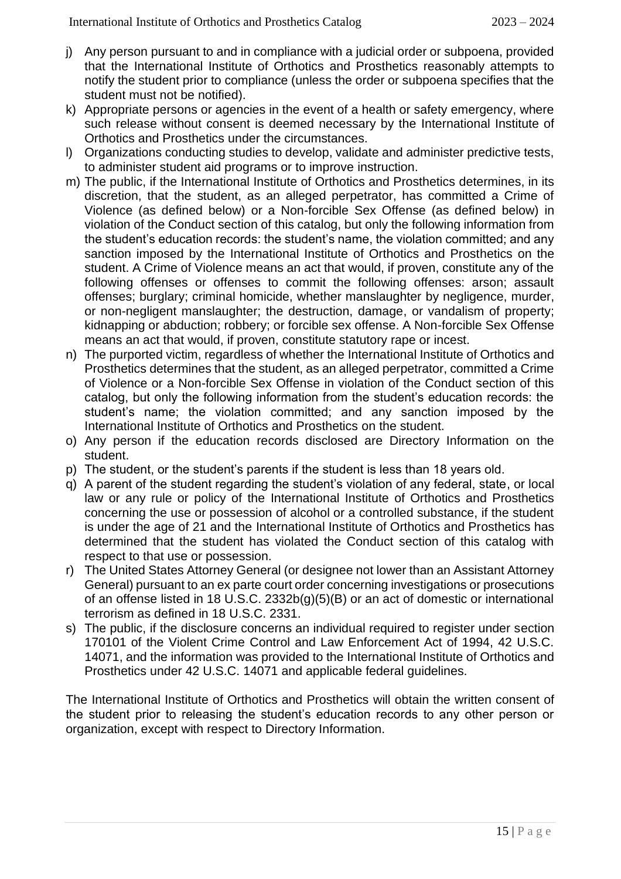j) Any person pursuant to and in compliance with a judicial order or subpoena, provided that the International Institute of Orthotics and Prosthetics reasonably attempts to notify the student prior to compliance (unless the order or subpoena specifies that the student must not be notified).
k) Appropriate persons or agencies in the event of a health or safety emergency, where such release without consent is deemed necessary by the International Institute of Orthotics and Prosthetics under the circumstances.
l) Organizations conducting studies to develop, validate and administer predictive tests, to administer student aid programs or to improve instruction.
m) The public, if the International Institute of Orthotics and Prosthetics determines, in its discretion, that the student, as an alleged perpetrator, has committed a Crime of Violence (as defined below) or a Non-forcible Sex Offense (as defined below) in violation of the Conduct section of this catalog, but only the following information from the student's education records: the student's name, the violation committed; and any sanction imposed by the International Institute of Orthotics and Prosthetics on the student. A Crime of Violence means an act that would, if proven, constitute any of the following offenses or offenses to commit the following offenses: arson; assault offenses; burglary; criminal homicide, whether manslaughter by negligence, murder, or non-negligent manslaughter; the destruction, damage, or vandalism of property; kidnapping or abduction; robbery; or forcible sex offense. A Non-forcible Sex Offense means an act that would, if proven, constitute statutory rape or incest.
n) The purported victim, regardless of whether the International Institute of Orthotics and Prosthetics determines that the student, as an alleged perpetrator, committed a Crime of Violence or a Non-forcible Sex Offense in violation of the Conduct section of this catalog, but only the following information from the student's education records: the student's name; the violation committed; and any sanction imposed by the International Institute of Orthotics and Prosthetics on the student.
o) Any person if the education records disclosed are Directory Information on the student.
p) The student, or the student's parents if the student is less than 18 years old.
q) A parent of the student regarding the student's violation of any federal, state, or local law or any rule or policy of the International Institute of Orthotics and Prosthetics concerning the use or possession of alcohol or a controlled substance, if the student is under the age of 21 and the International Institute of Orthotics and Prosthetics has determined that the student has violated the Conduct section of this catalog with respect to that use or possession.
r) The United States Attorney General (or designee not lower than an Assistant Attorney General) pursuant to an ex parte court order concerning investigations or prosecutions of an offense listed in 18 U.S.C. 2332b(g)(5)(B) or an act of domestic or international terrorism as defined in 18 U.S.C. 2331.
s) The public, if the disclosure concerns an individual required to register under section 170101 of the Violent Crime Control and Law Enforcement Act of 1994, 42 U.S.C. 14071, and the information was provided to the International Institute of Orthotics and Prosthetics under 42 U.S.C. 14071 and applicable federal guidelines.

The International Institute of Orthotics and Prosthetics will obtain the written consent of the student prior to releasing the student's education records to any other person or organization, except with respect to Directory Information.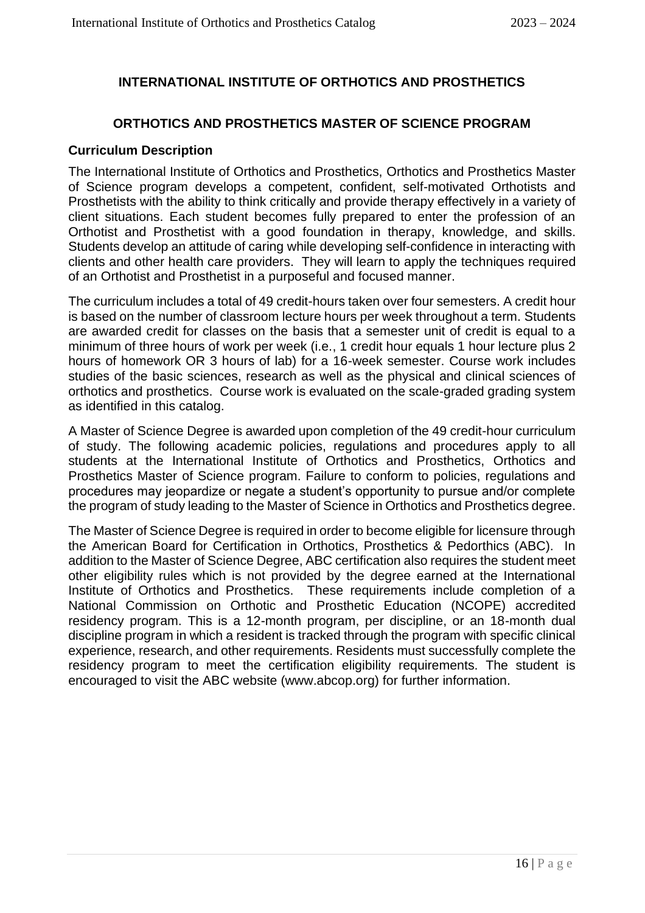## INTERNATIONAL INSTITUTE OF ORTHOTICS AND PROSTHETICS

### ORTHOTICS AND PROSTHETICS MASTER OF SCIENCE PROGRAM

**Curriculum Description**

The International Institute of Orthotics and Prosthetics, Orthotics and Prosthetics Master of Science program develops a competent, confident, self-motivated Orthotists and Prosthetists with the ability to think critically and provide therapy effectively in a variety of client situations. Each student becomes fully prepared to enter the profession of an Orthotist and Prosthetist with a good foundation in therapy, knowledge, and skills. Students develop an attitude of caring while developing self-confidence in interacting with clients and other health care providers. They will learn to apply the techniques required of an Orthotist and Prosthetist in a purposeful and focused manner.

The curriculum includes a total of 49 credit-hours taken over four semesters. A credit hour is based on the number of classroom lecture hours per week throughout a term. Students are awarded credit for classes on the basis that a semester unit of credit is equal to a minimum of three hours of work per week (i.e., 1 credit hour equals 1 hour lecture plus 2 hours of homework OR 3 hours of lab) for a 16-week semester. Course work includes studies of the basic sciences, research as well as the physical and clinical sciences of orthotics and prosthetics. Course work is evaluated on the scale-graded grading system as identified in this catalog.

A Master of Science Degree is awarded upon completion of the 49 credit-hour curriculum of study. The following academic policies, regulations and procedures apply to all students at the International Institute of Orthotics and Prosthetics, Orthotics and Prosthetics Master of Science program. Failure to conform to policies, regulations and procedures may jeopardize or negate a student's opportunity to pursue and/or complete the program of study leading to the Master of Science in Orthotics and Prosthetics degree.

The Master of Science Degree is required in order to become eligible for licensure through the American Board for Certification in Orthotics, Prosthetics & Pedorthics (ABC). In addition to the Master of Science Degree, ABC certification also requires the student meet other eligibility rules which is not provided by the degree earned at the International Institute of Orthotics and Prosthetics. These requirements include completion of a National Commission on Orthotic and Prosthetic Education (NCOPE) accredited residency program. This is a 12-month program, per discipline, or an 18-month dual discipline program in which a resident is tracked through the program with specific clinical experience, research, and other requirements. Residents must successfully complete the residency program to meet the certification eligibility requirements. The student is encouraged to visit the ABC website (www.abcop.org) for further information.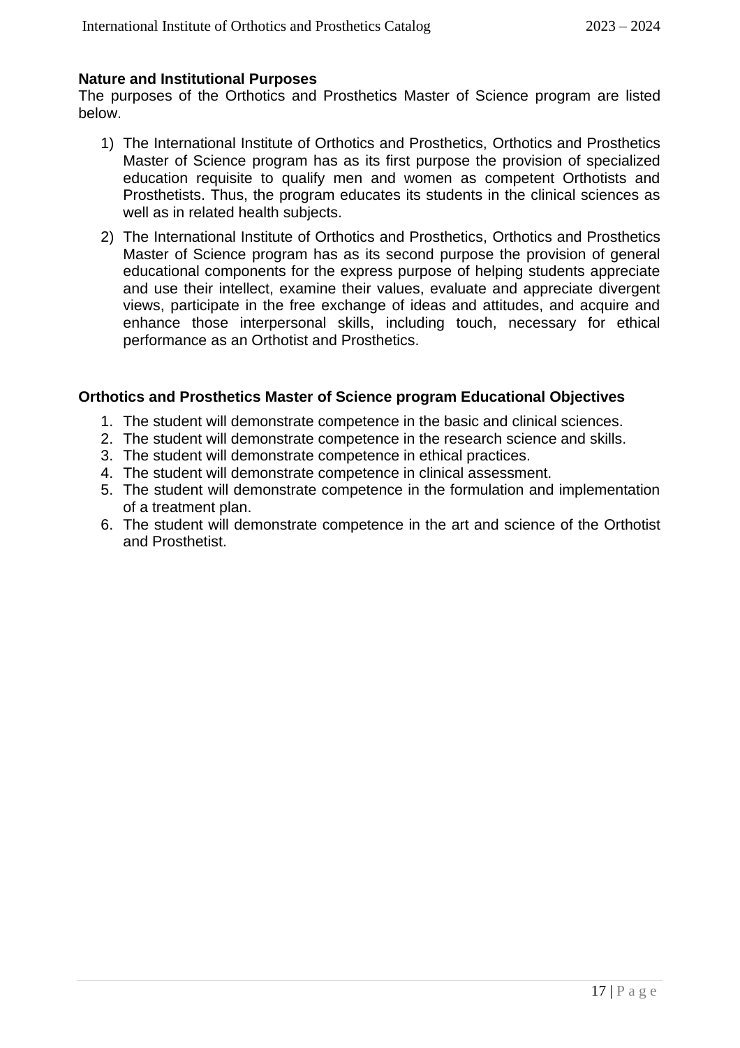**Nature and Institutional Purposes**

The purposes of the Orthotics and Prosthetics Master of Science program are listed below.

1) The International Institute of Orthotics and Prosthetics, Orthotics and Prosthetics Master of Science program has as its first purpose the provision of specialized education requisite to qualify men and women as competent Orthotists and Prosthetists. Thus, the program educates its students in the clinical sciences as well as in related health subjects.

2) The International Institute of Orthotics and Prosthetics, Orthotics and Prosthetics Master of Science program has as its second purpose the provision of general educational components for the express purpose of helping students appreciate and use their intellect, examine their values, evaluate and appreciate divergent views, participate in the free exchange of ideas and attitudes, and acquire and enhance those interpersonal skills, including touch, necessary for ethical performance as an Orthotist and Prosthetics.

**Orthotics and Prosthetics Master of Science program Educational Objectives**

1. The student will demonstrate competence in the basic and clinical sciences.
2. The student will demonstrate competence in the research science and skills.
3. The student will demonstrate competence in ethical practices.
4. The student will demonstrate competence in clinical assessment.
5. The student will demonstrate competence in the formulation and implementation of a treatment plan.
6. The student will demonstrate competence in the art and science of the Orthotist and Prosthetist.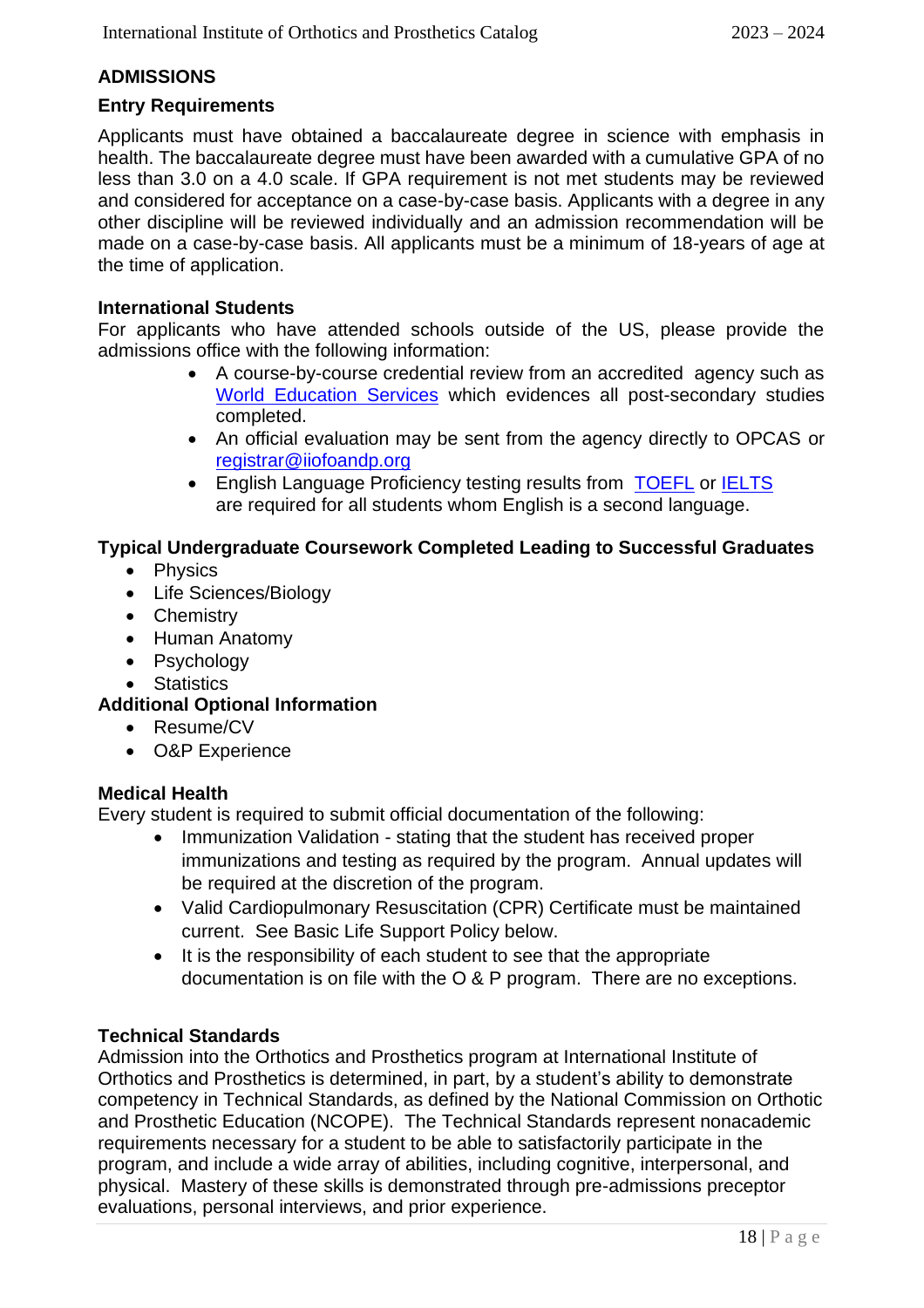## ADMISSIONS

### Entry Requirements

Applicants must have obtained a baccalaureate degree in science with emphasis in health. The baccalaureate degree must have been awarded with a cumulative GPA of no less than 3.0 on a 4.0 scale. If GPA requirement is not met students may be reviewed and considered for acceptance on a case-by-case basis. Applicants with a degree in any other discipline will be reviewed individually and an admission recommendation will be made on a case-by-case basis. All applicants must be a minimum of 18-years of age at the time of application.

### International Students

For applicants who have attended schools outside of the US, please provide the admissions office with the following information:

- A course-by-course credential review from an accredited agency such as World Education Services which evidences all post-secondary studies completed.
- An official evaluation may be sent from the agency directly to OPCAS or registrar@iiofoandp.org
- English Language Proficiency testing results from TOEFL or IELTS are required for all students whom English is a second language.

### Typical Undergraduate Coursework Completed Leading to Successful Graduates

- Physics
- Life Sciences/Biology
- Chemistry
- Human Anatomy
- Psychology
- Statistics

### Additional Optional Information

- Resume/CV
- O&P Experience

### Medical Health

Every student is required to submit official documentation of the following:

- Immunization Validation - stating that the student has received proper immunizations and testing as required by the program. Annual updates will be required at the discretion of the program.
- Valid Cardiopulmonary Resuscitation (CPR) Certificate must be maintained current. See Basic Life Support Policy below.
- It is the responsibility of each student to see that the appropriate documentation is on file with the O & P program. There are no exceptions.

### Technical Standards

Admission into the Orthotics and Prosthetics program at International Institute of Orthotics and Prosthetics is determined, in part, by a student's ability to demonstrate competency in Technical Standards, as defined by the National Commission on Orthotic and Prosthetic Education (NCOPE). The Technical Standards represent nonacademic requirements necessary for a student to be able to satisfactorily participate in the program, and include a wide array of abilities, including cognitive, interpersonal, and physical. Mastery of these skills is demonstrated through pre-admissions preceptor evaluations, personal interviews, and prior experience.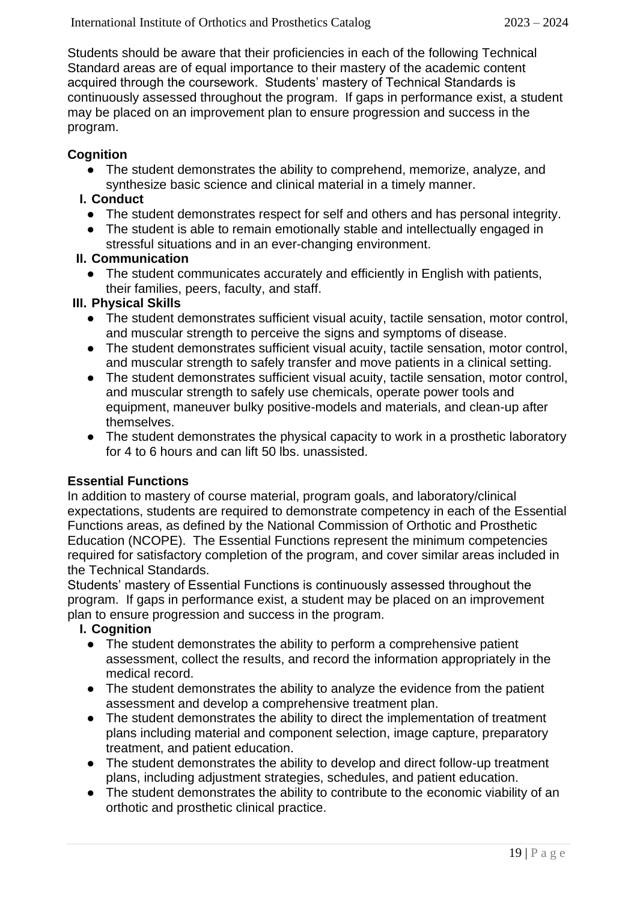Students should be aware that their proficiencies in each of the following Technical Standard areas are of equal importance to their mastery of the academic content acquired through the coursework. Students' mastery of Technical Standards is continuously assessed throughout the program. If gaps in performance exist, a student may be placed on an improvement plan to ensure progression and success in the program.

**Cognition**

- The student demonstrates the ability to comprehend, memorize, analyze, and synthesize basic science and clinical material in a timely manner.

**I. Conduct**

- The student demonstrates respect for self and others and has personal integrity.
- The student is able to remain emotionally stable and intellectually engaged in stressful situations and in an ever-changing environment.

**II. Communication**

- The student communicates accurately and efficiently in English with patients, their families, peers, faculty, and staff.

**III. Physical Skills**

- The student demonstrates sufficient visual acuity, tactile sensation, motor control, and muscular strength to perceive the signs and symptoms of disease.
- The student demonstrates sufficient visual acuity, tactile sensation, motor control, and muscular strength to safely transfer and move patients in a clinical setting.
- The student demonstrates sufficient visual acuity, tactile sensation, motor control, and muscular strength to safely use chemicals, operate power tools and equipment, maneuver bulky positive-models and materials, and clean-up after themselves.
- The student demonstrates the physical capacity to work in a prosthetic laboratory for 4 to 6 hours and can lift 50 lbs. unassisted.

**Essential Functions**

In addition to mastery of course material, program goals, and laboratory/clinical expectations, students are required to demonstrate competency in each of the Essential Functions areas, as defined by the National Commission of Orthotic and Prosthetic Education (NCOPE). The Essential Functions represent the minimum competencies required for satisfactory completion of the program, and cover similar areas included in the Technical Standards.

Students' mastery of Essential Functions is continuously assessed throughout the program. If gaps in performance exist, a student may be placed on an improvement plan to ensure progression and success in the program.

**I. Cognition**

- The student demonstrates the ability to perform a comprehensive patient assessment, collect the results, and record the information appropriately in the medical record.
- The student demonstrates the ability to analyze the evidence from the patient assessment and develop a comprehensive treatment plan.
- The student demonstrates the ability to direct the implementation of treatment plans including material and component selection, image capture, preparatory treatment, and patient education.
- The student demonstrates the ability to develop and direct follow-up treatment plans, including adjustment strategies, schedules, and patient education.
- The student demonstrates the ability to contribute to the economic viability of an orthotic and prosthetic clinical practice.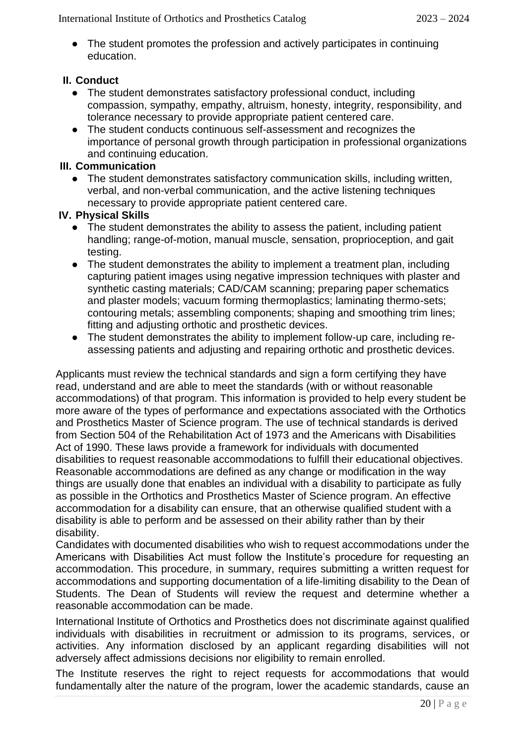- The student promotes the profession and actively participates in continuing education.

**II. Conduct**

- The student demonstrates satisfactory professional conduct, including compassion, sympathy, empathy, altruism, honesty, integrity, responsibility, and tolerance necessary to provide appropriate patient centered care.
- The student conducts continuous self-assessment and recognizes the importance of personal growth through participation in professional organizations and continuing education.

**III. Communication**

- The student demonstrates satisfactory communication skills, including written, verbal, and non-verbal communication, and the active listening techniques necessary to provide appropriate patient centered care.

**IV. Physical Skills**

- The student demonstrates the ability to assess the patient, including patient handling; range-of-motion, manual muscle, sensation, proprioception, and gait testing.
- The student demonstrates the ability to implement a treatment plan, including capturing patient images using negative impression techniques with plaster and synthetic casting materials; CAD/CAM scanning; preparing paper schematics and plaster models; vacuum forming thermoplastics; laminating thermo-sets; contouring metals; assembling components; shaping and smoothing trim lines; fitting and adjusting orthotic and prosthetic devices.
- The student demonstrates the ability to implement follow-up care, including re-assessing patients and adjusting and repairing orthotic and prosthetic devices.

Applicants must review the technical standards and sign a form certifying they have read, understand and are able to meet the standards (with or without reasonable accommodations) of that program. This information is provided to help every student be more aware of the types of performance and expectations associated with the Orthotics and Prosthetics Master of Science program. The use of technical standards is derived from Section 504 of the Rehabilitation Act of 1973 and the Americans with Disabilities Act of 1990. These laws provide a framework for individuals with documented disabilities to request reasonable accommodations to fulfill their educational objectives. Reasonable accommodations are defined as any change or modification in the way things are usually done that enables an individual with a disability to participate as fully as possible in the Orthotics and Prosthetics Master of Science program. An effective accommodation for a disability can ensure, that an otherwise qualified student with a disability is able to perform and be assessed on their ability rather than by their disability.

Candidates with documented disabilities who wish to request accommodations under the Americans with Disabilities Act must follow the Institute's procedure for requesting an accommodation. This procedure, in summary, requires submitting a written request for accommodations and supporting documentation of a life-limiting disability to the Dean of Students. The Dean of Students will review the request and determine whether a reasonable accommodation can be made.

International Institute of Orthotics and Prosthetics does not discriminate against qualified individuals with disabilities in recruitment or admission to its programs, services, or activities. Any information disclosed by an applicant regarding disabilities will not adversely affect admissions decisions nor eligibility to remain enrolled.

The Institute reserves the right to reject requests for accommodations that would fundamentally alter the nature of the program, lower the academic standards, cause an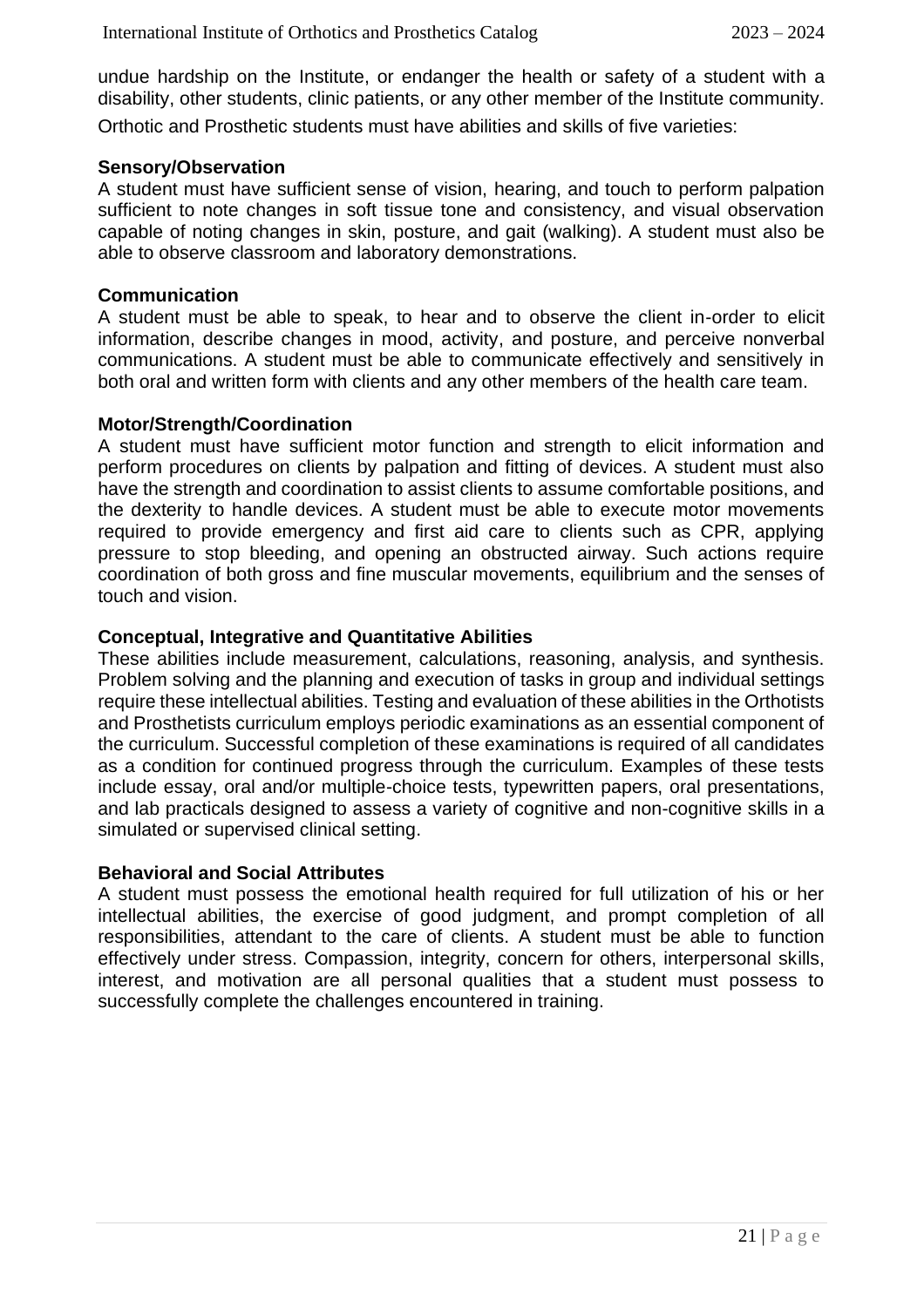undue hardship on the Institute, or endanger the health or safety of a student with a disability, other students, clinic patients, or any other member of the Institute community.

Orthotic and Prosthetic students must have abilities and skills of five varieties:

**Sensory/Observation**

A student must have sufficient sense of vision, hearing, and touch to perform palpation sufficient to note changes in soft tissue tone and consistency, and visual observation capable of noting changes in skin, posture, and gait (walking). A student must also be able to observe classroom and laboratory demonstrations.

**Communication**

A student must be able to speak, to hear and to observe the client in-order to elicit information, describe changes in mood, activity, and posture, and perceive nonverbal communications. A student must be able to communicate effectively and sensitively in both oral and written form with clients and any other members of the health care team.

**Motor/Strength/Coordination**

A student must have sufficient motor function and strength to elicit information and perform procedures on clients by palpation and fitting of devices. A student must also have the strength and coordination to assist clients to assume comfortable positions, and the dexterity to handle devices. A student must be able to execute motor movements required to provide emergency and first aid care to clients such as CPR, applying pressure to stop bleeding, and opening an obstructed airway. Such actions require coordination of both gross and fine muscular movements, equilibrium and the senses of touch and vision.

**Conceptual, Integrative and Quantitative Abilities**

These abilities include measurement, calculations, reasoning, analysis, and synthesis. Problem solving and the planning and execution of tasks in group and individual settings require these intellectual abilities. Testing and evaluation of these abilities in the Orthotists and Prosthetists curriculum employs periodic examinations as an essential component of the curriculum. Successful completion of these examinations is required of all candidates as a condition for continued progress through the curriculum. Examples of these tests include essay, oral and/or multiple-choice tests, typewritten papers, oral presentations, and lab practicals designed to assess a variety of cognitive and non-cognitive skills in a simulated or supervised clinical setting.

**Behavioral and Social Attributes**

A student must possess the emotional health required for full utilization of his or her intellectual abilities, the exercise of good judgment, and prompt completion of all responsibilities, attendant to the care of clients. A student must be able to function effectively under stress. Compassion, integrity, concern for others, interpersonal skills, interest, and motivation are all personal qualities that a student must possess to successfully complete the challenges encountered in training.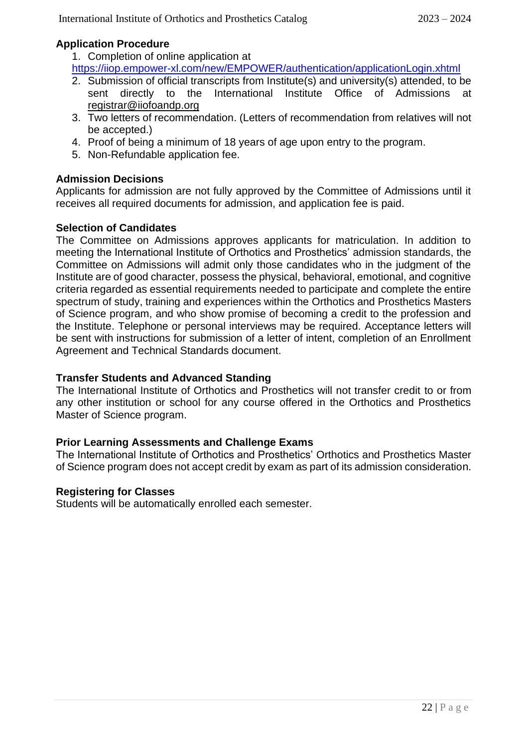### Application Procedure

1. Completion of online application at https://iiop.empower-xl.com/new/EMPOWER/authentication/applicationLogin.xhtml
2. Submission of official transcripts from Institute(s) and university(s) attended, to be sent directly to the International Institute Office of Admissions at registrar@iiofoandp.org
3. Two letters of recommendation. (Letters of recommendation from relatives will not be accepted.)
4. Proof of being a minimum of 18 years of age upon entry to the program.
5. Non-Refundable application fee.

### Admission Decisions

Applicants for admission are not fully approved by the Committee of Admissions until it receives all required documents for admission, and application fee is paid.

### Selection of Candidates

The Committee on Admissions approves applicants for matriculation. In addition to meeting the International Institute of Orthotics and Prosthetics' admission standards, the Committee on Admissions will admit only those candidates who in the judgment of the Institute are of good character, possess the physical, behavioral, emotional, and cognitive criteria regarded as essential requirements needed to participate and complete the entire spectrum of study, training and experiences within the Orthotics and Prosthetics Masters of Science program, and who show promise of becoming a credit to the profession and the Institute. Telephone or personal interviews may be required. Acceptance letters will be sent with instructions for submission of a letter of intent, completion of an Enrollment Agreement and Technical Standards document.

### Transfer Students and Advanced Standing

The International Institute of Orthotics and Prosthetics will not transfer credit to or from any other institution or school for any course offered in the Orthotics and Prosthetics Master of Science program.

### Prior Learning Assessments and Challenge Exams

The International Institute of Orthotics and Prosthetics' Orthotics and Prosthetics Master of Science program does not accept credit by exam as part of its admission consideration.

### Registering for Classes

Students will be automatically enrolled each semester.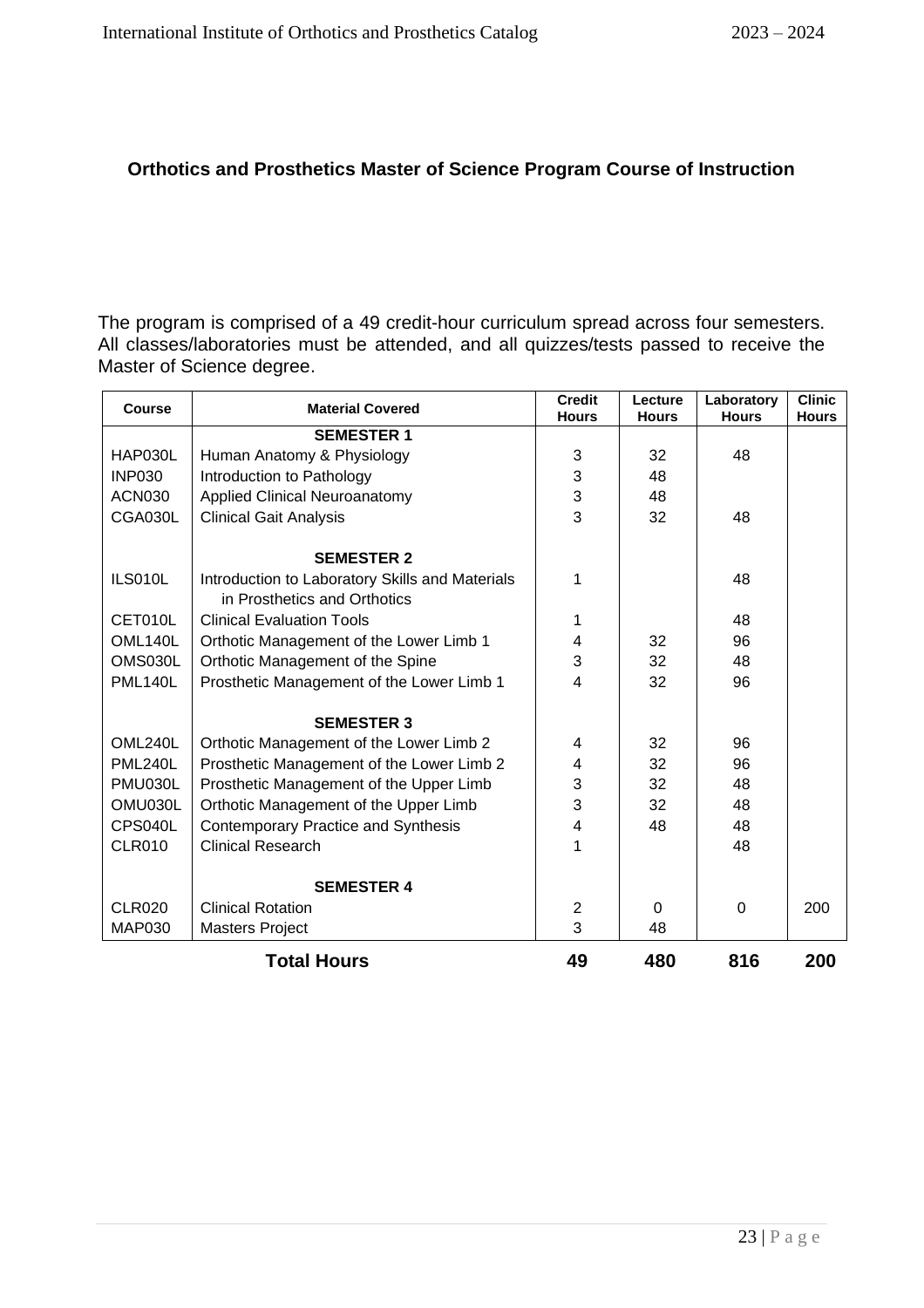## Orthotics and Prosthetics Master of Science Program Course of Instruction

The program is comprised of a 49 credit-hour curriculum spread across four semesters. All classes/laboratories must be attended, and all quizzes/tests passed to receive the Master of Science degree.

| Course | Material Covered | Credit Hours | Lecture Hours | Laboratory Hours | Clinic Hours |
|---|---|---|---|---|---|
| | **SEMESTER 1** | | | | |
| HAP030L | Human Anatomy & Physiology | 3 | 32 | 48 | |
| INP030 | Introduction to Pathology | 3 | 48 | | |
| ACN030 | Applied Clinical Neuroanatomy | 3 | 48 | | |
| CGA030L | Clinical Gait Analysis | 3 | 32 | 48 | |
| | **SEMESTER 2** | | | | |
| ILS010L | Introduction to Laboratory Skills and Materials in Prosthetics and Orthotics | 1 | | 48 | |
| CET010L | Clinical Evaluation Tools | 1 | | 48 | |
| OML140L | Orthotic Management of the Lower Limb 1 | 4 | 32 | 96 | |
| OMS030L | Orthotic Management of the Spine | 3 | 32 | 48 | |
| PML140L | Prosthetic Management of the Lower Limb 1 | 4 | 32 | 96 | |
| | **SEMESTER 3** | | | | |
| OML240L | Orthotic Management of the Lower Limb 2 | 4 | 32 | 96 | |
| PML240L | Prosthetic Management of the Lower Limb 2 | 4 | 32 | 96 | |
| PMU030L | Prosthetic Management of the Upper Limb | 3 | 32 | 48 | |
| OMU030L | Orthotic Management of the Upper Limb | 3 | 32 | 48 | |
| CPS040L | Contemporary Practice and Synthesis | 4 | 48 | 48 | |
| CLR010 | Clinical Research | 1 | | 48 | |
| | **SEMESTER 4** | | | | |
| CLR020 | Clinical Rotation | 2 | 0 | 0 | 200 |
| MAP030 | Masters Project | 3 | 48 | | |
| | **Total Hours** | **49** | **480** | **816** | **200** |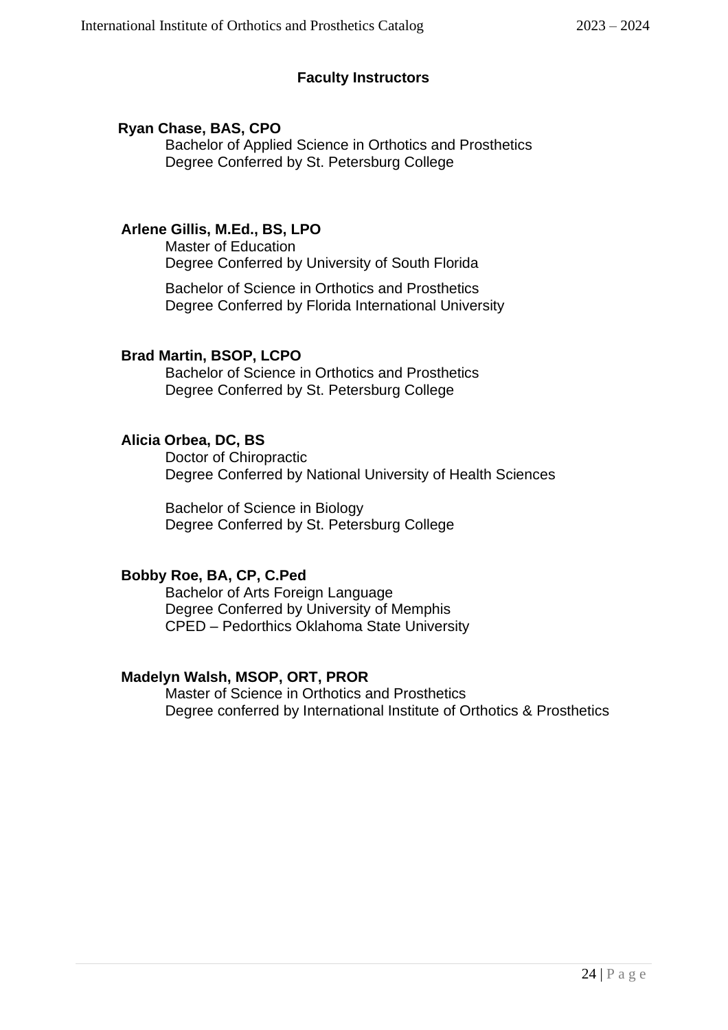## Faculty Instructors

**Ryan Chase, BAS, CPO**
Bachelor of Applied Science in Orthotics and Prosthetics
Degree Conferred by St. Petersburg College

**Arlene Gillis, M.Ed., BS, LPO**
Master of Education
Degree Conferred by University of South Florida

Bachelor of Science in Orthotics and Prosthetics
Degree Conferred by Florida International University

**Brad Martin, BSOP, LCPO**
Bachelor of Science in Orthotics and Prosthetics
Degree Conferred by St. Petersburg College

**Alicia Orbea, DC, BS**
Doctor of Chiropractic
Degree Conferred by National University of Health Sciences

Bachelor of Science in Biology
Degree Conferred by St. Petersburg College

**Bobby Roe, BA, CP, C.Ped**
Bachelor of Arts Foreign Language
Degree Conferred by University of Memphis
CPED – Pedorthics Oklahoma State University

**Madelyn Walsh, MSOP, ORT, PROR**
Master of Science in Orthotics and Prosthetics
Degree conferred by International Institute of Orthotics & Prosthetics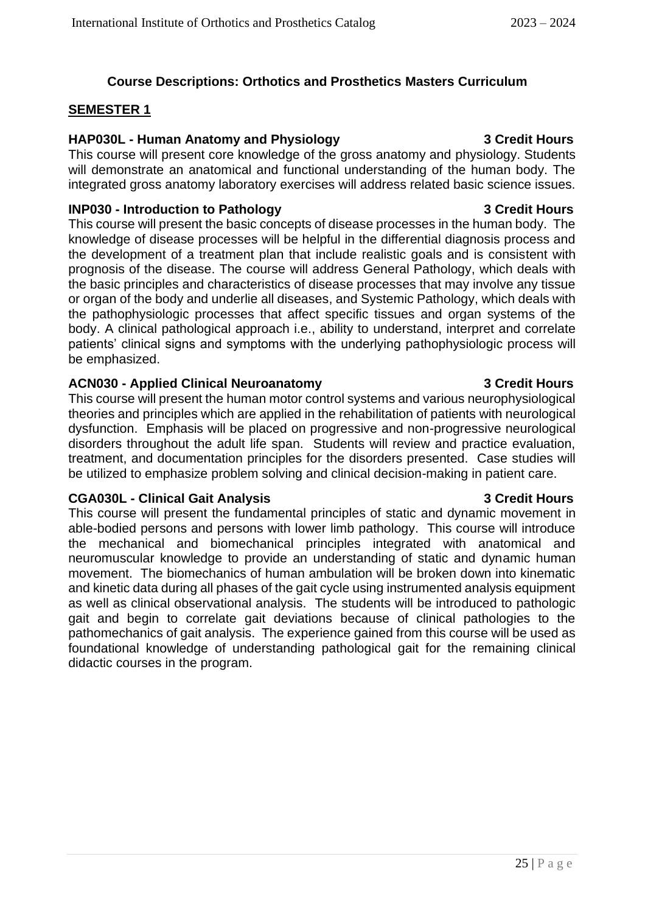## Course Descriptions: Orthotics and Prosthetics Masters Curriculum

### SEMESTER 1

**HAP030L - Human Anatomy and Physiology** **3 Credit Hours**

This course will present core knowledge of the gross anatomy and physiology. Students will demonstrate an anatomical and functional understanding of the human body. The integrated gross anatomy laboratory exercises will address related basic science issues.

**INP030 - Introduction to Pathology** **3 Credit Hours**

This course will present the basic concepts of disease processes in the human body. The knowledge of disease processes will be helpful in the differential diagnosis process and the development of a treatment plan that include realistic goals and is consistent with prognosis of the disease. The course will address General Pathology, which deals with the basic principles and characteristics of disease processes that may involve any tissue or organ of the body and underlie all diseases, and Systemic Pathology, which deals with the pathophysiologic processes that affect specific tissues and organ systems of the body. A clinical pathological approach i.e., ability to understand, interpret and correlate patients' clinical signs and symptoms with the underlying pathophysiologic process will be emphasized.

**ACN030 - Applied Clinical Neuroanatomy** **3 Credit Hours**

This course will present the human motor control systems and various neurophysiological theories and principles which are applied in the rehabilitation of patients with neurological dysfunction. Emphasis will be placed on progressive and non-progressive neurological disorders throughout the adult life span. Students will review and practice evaluation, treatment, and documentation principles for the disorders presented. Case studies will be utilized to emphasize problem solving and clinical decision-making in patient care.

**CGA030L - Clinical Gait Analysis** **3 Credit Hours**

This course will present the fundamental principles of static and dynamic movement in able-bodied persons and persons with lower limb pathology. This course will introduce the mechanical and biomechanical principles integrated with anatomical and neuromuscular knowledge to provide an understanding of static and dynamic human movement. The biomechanics of human ambulation will be broken down into kinematic and kinetic data during all phases of the gait cycle using instrumented analysis equipment as well as clinical observational analysis. The students will be introduced to pathologic gait and begin to correlate gait deviations because of clinical pathologies to the pathomechanics of gait analysis. The experience gained from this course will be used as foundational knowledge of understanding pathological gait for the remaining clinical didactic courses in the program.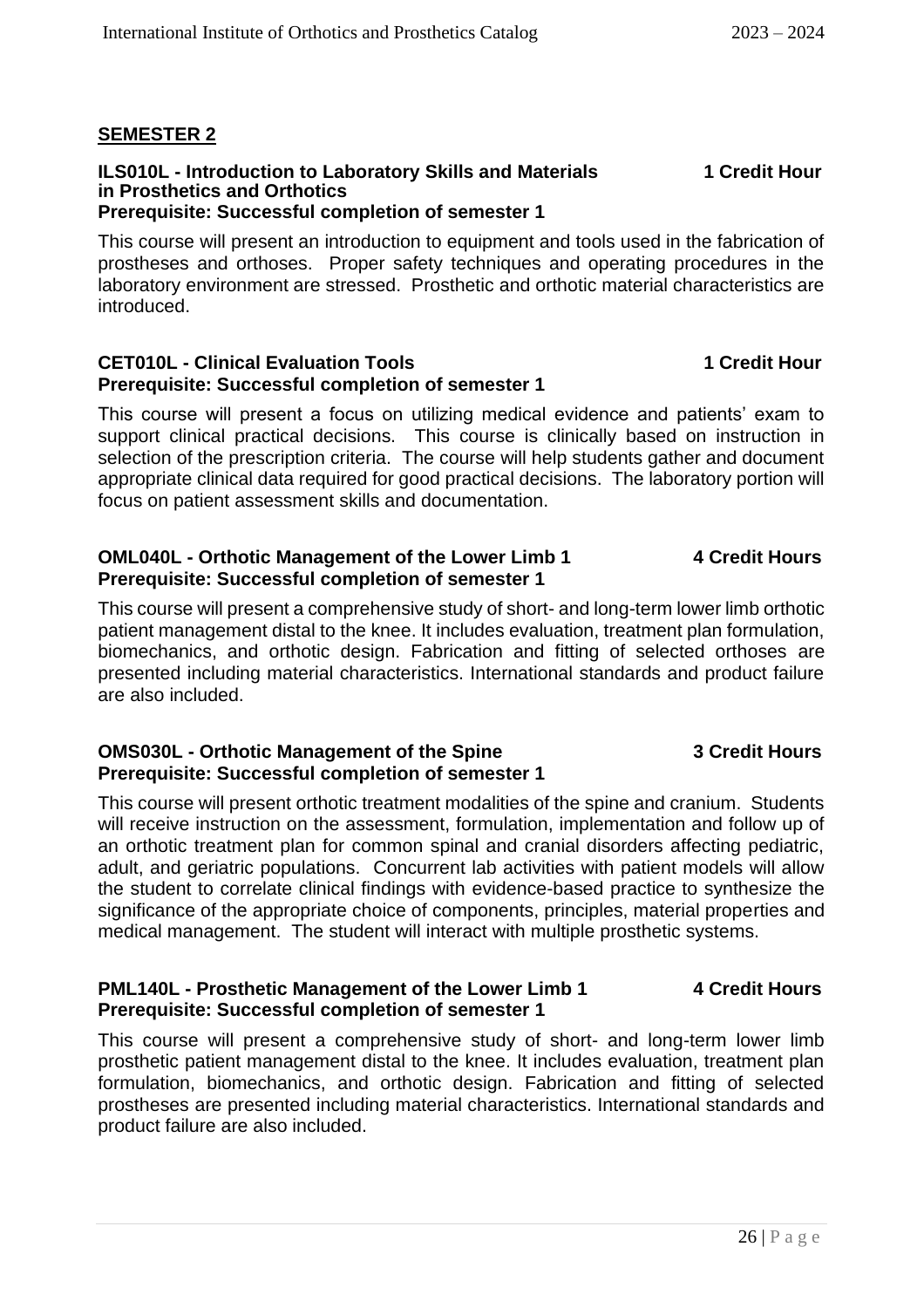## SEMESTER 2

### ILS010L - Introduction to Laboratory Skills and Materials in Prosthetics and Orthotics — 1 Credit Hour
**Prerequisite: Successful completion of semester 1**

This course will present an introduction to equipment and tools used in the fabrication of prostheses and orthoses. Proper safety techniques and operating procedures in the laboratory environment are stressed. Prosthetic and orthotic material characteristics are introduced.

### CET010L - Clinical Evaluation Tools — 1 Credit Hour
**Prerequisite: Successful completion of semester 1**

This course will present a focus on utilizing medical evidence and patients' exam to support clinical practical decisions. This course is clinically based on instruction in selection of the prescription criteria. The course will help students gather and document appropriate clinical data required for good practical decisions. The laboratory portion will focus on patient assessment skills and documentation.

### OML040L - Orthotic Management of the Lower Limb 1 — 4 Credit Hours
**Prerequisite: Successful completion of semester 1**

This course will present a comprehensive study of short- and long-term lower limb orthotic patient management distal to the knee. It includes evaluation, treatment plan formulation, biomechanics, and orthotic design. Fabrication and fitting of selected orthoses are presented including material characteristics. International standards and product failure are also included.

### OMS030L - Orthotic Management of the Spine — 3 Credit Hours
**Prerequisite: Successful completion of semester 1**

This course will present orthotic treatment modalities of the spine and cranium. Students will receive instruction on the assessment, formulation, implementation and follow up of an orthotic treatment plan for common spinal and cranial disorders affecting pediatric, adult, and geriatric populations. Concurrent lab activities with patient models will allow the student to correlate clinical findings with evidence-based practice to synthesize the significance of the appropriate choice of components, principles, material properties and medical management. The student will interact with multiple prosthetic systems.

### PML140L - Prosthetic Management of the Lower Limb 1 — 4 Credit Hours
**Prerequisite: Successful completion of semester 1**

This course will present a comprehensive study of short- and long-term lower limb prosthetic patient management distal to the knee. It includes evaluation, treatment plan formulation, biomechanics, and orthotic design. Fabrication and fitting of selected prostheses are presented including material characteristics. International standards and product failure are also included.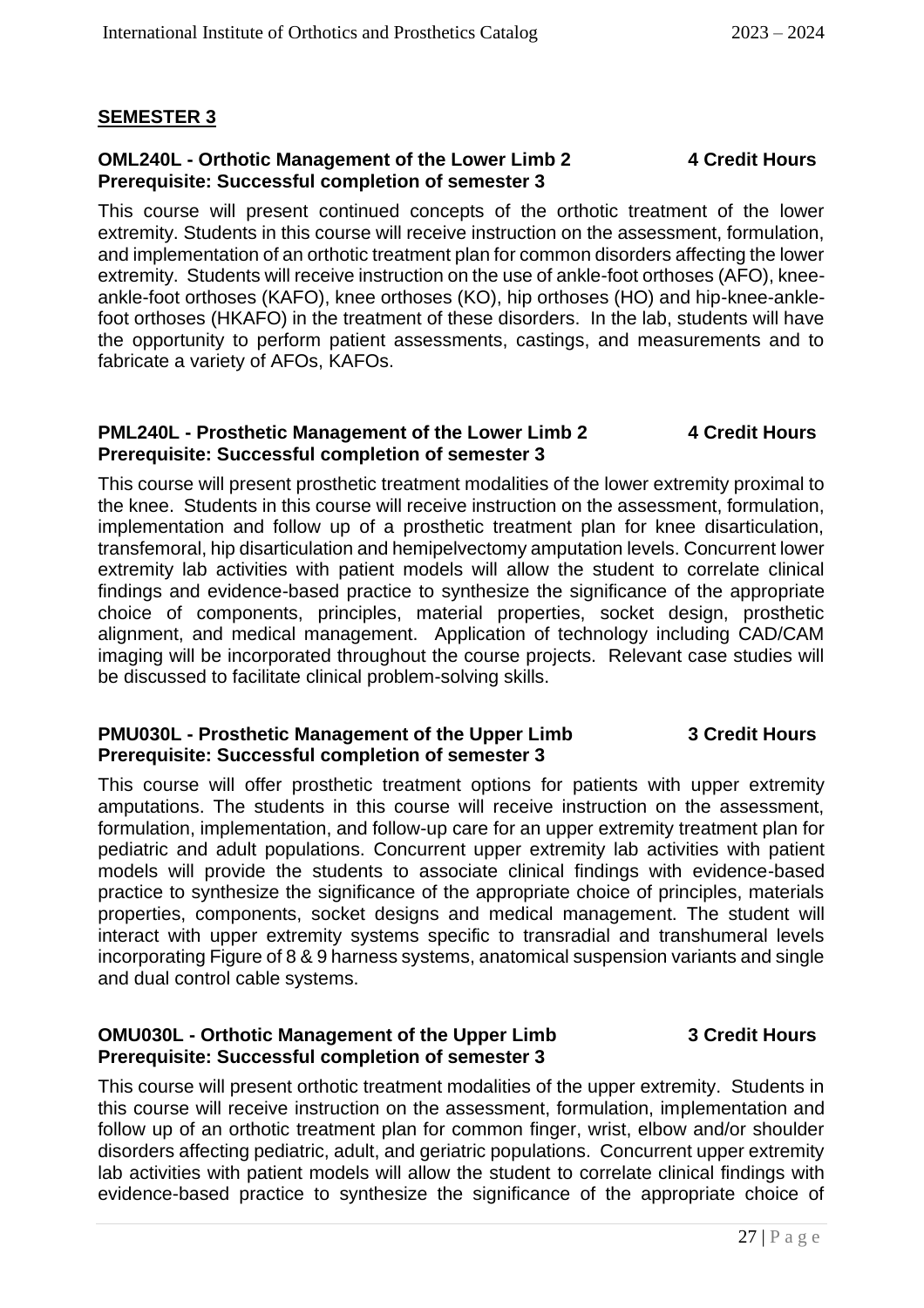## SEMESTER 3

**OML240L - Orthotic Management of the Lower Limb 2 — 4 Credit Hours**
**Prerequisite: Successful completion of semester 3**

This course will present continued concepts of the orthotic treatment of the lower extremity. Students in this course will receive instruction on the assessment, formulation, and implementation of an orthotic treatment plan for common disorders affecting the lower extremity. Students will receive instruction on the use of ankle-foot orthoses (AFO), knee-ankle-foot orthoses (KAFO), knee orthoses (KO), hip orthoses (HO) and hip-knee-ankle-foot orthoses (HKAFO) in the treatment of these disorders. In the lab, students will have the opportunity to perform patient assessments, castings, and measurements and to fabricate a variety of AFOs, KAFOs.

**PML240L - Prosthetic Management of the Lower Limb 2 — 4 Credit Hours**
**Prerequisite: Successful completion of semester 3**

This course will present prosthetic treatment modalities of the lower extremity proximal to the knee. Students in this course will receive instruction on the assessment, formulation, implementation and follow up of a prosthetic treatment plan for knee disarticulation, transfemoral, hip disarticulation and hemipelvectomy amputation levels. Concurrent lower extremity lab activities with patient models will allow the student to correlate clinical findings and evidence-based practice to synthesize the significance of the appropriate choice of components, principles, material properties, socket design, prosthetic alignment, and medical management. Application of technology including CAD/CAM imaging will be incorporated throughout the course projects. Relevant case studies will be discussed to facilitate clinical problem-solving skills.

**PMU030L - Prosthetic Management of the Upper Limb — 3 Credit Hours**
**Prerequisite: Successful completion of semester 3**

This course will offer prosthetic treatment options for patients with upper extremity amputations. The students in this course will receive instruction on the assessment, formulation, implementation, and follow-up care for an upper extremity treatment plan for pediatric and adult populations. Concurrent upper extremity lab activities with patient models will provide the students to associate clinical findings with evidence-based practice to synthesize the significance of the appropriate choice of principles, materials properties, components, socket designs and medical management. The student will interact with upper extremity systems specific to transradial and transhumeral levels incorporating Figure of 8 & 9 harness systems, anatomical suspension variants and single and dual control cable systems.

**OMU030L - Orthotic Management of the Upper Limb — 3 Credit Hours**
**Prerequisite: Successful completion of semester 3**

This course will present orthotic treatment modalities of the upper extremity. Students in this course will receive instruction on the assessment, formulation, implementation and follow up of an orthotic treatment plan for common finger, wrist, elbow and/or shoulder disorders affecting pediatric, adult, and geriatric populations. Concurrent upper extremity lab activities with patient models will allow the student to correlate clinical findings with evidence-based practice to synthesize the significance of the appropriate choice of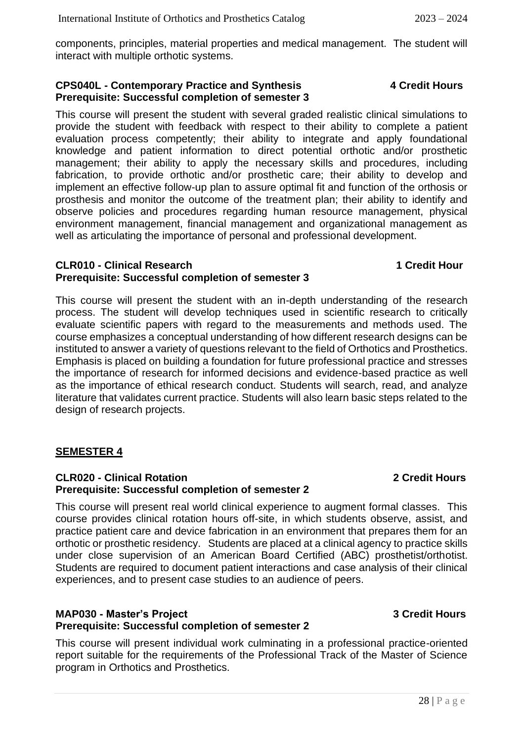components, principles, material properties and medical management. The student will interact with multiple orthotic systems.

**CPS040L - Contemporary Practice and Synthesis 4 Credit Hours**
**Prerequisite: Successful completion of semester 3**

This course will present the student with several graded realistic clinical simulations to provide the student with feedback with respect to their ability to complete a patient evaluation process competently; their ability to integrate and apply foundational knowledge and patient information to direct potential orthotic and/or prosthetic management; their ability to apply the necessary skills and procedures, including fabrication, to provide orthotic and/or prosthetic care; their ability to develop and implement an effective follow-up plan to assure optimal fit and function of the orthosis or prosthesis and monitor the outcome of the treatment plan; their ability to identify and observe policies and procedures regarding human resource management, physical environment management, financial management and organizational management as well as articulating the importance of personal and professional development.

**CLR010 - Clinical Research 1 Credit Hour**
**Prerequisite: Successful completion of semester 3**

This course will present the student with an in-depth understanding of the research process. The student will develop techniques used in scientific research to critically evaluate scientific papers with regard to the measurements and methods used. The course emphasizes a conceptual understanding of how different research designs can be instituted to answer a variety of questions relevant to the field of Orthotics and Prosthetics. Emphasis is placed on building a foundation for future professional practice and stresses the importance of research for informed decisions and evidence-based practice as well as the importance of ethical research conduct. Students will search, read, and analyze literature that validates current practice. Students will also learn basic steps related to the design of research projects.

## SEMESTER 4

**CLR020 - Clinical Rotation 2 Credit Hours**
**Prerequisite: Successful completion of semester 2**

This course will present real world clinical experience to augment formal classes. This course provides clinical rotation hours off-site, in which students observe, assist, and practice patient care and device fabrication in an environment that prepares them for an orthotic or prosthetic residency. Students are placed at a clinical agency to practice skills under close supervision of an American Board Certified (ABC) prosthetist/orthotist. Students are required to document patient interactions and case analysis of their clinical experiences, and to present case studies to an audience of peers.

**MAP030 - Master's Project 3 Credit Hours**
**Prerequisite: Successful completion of semester 2**

This course will present individual work culminating in a professional practice-oriented report suitable for the requirements of the Professional Track of the Master of Science program in Orthotics and Prosthetics.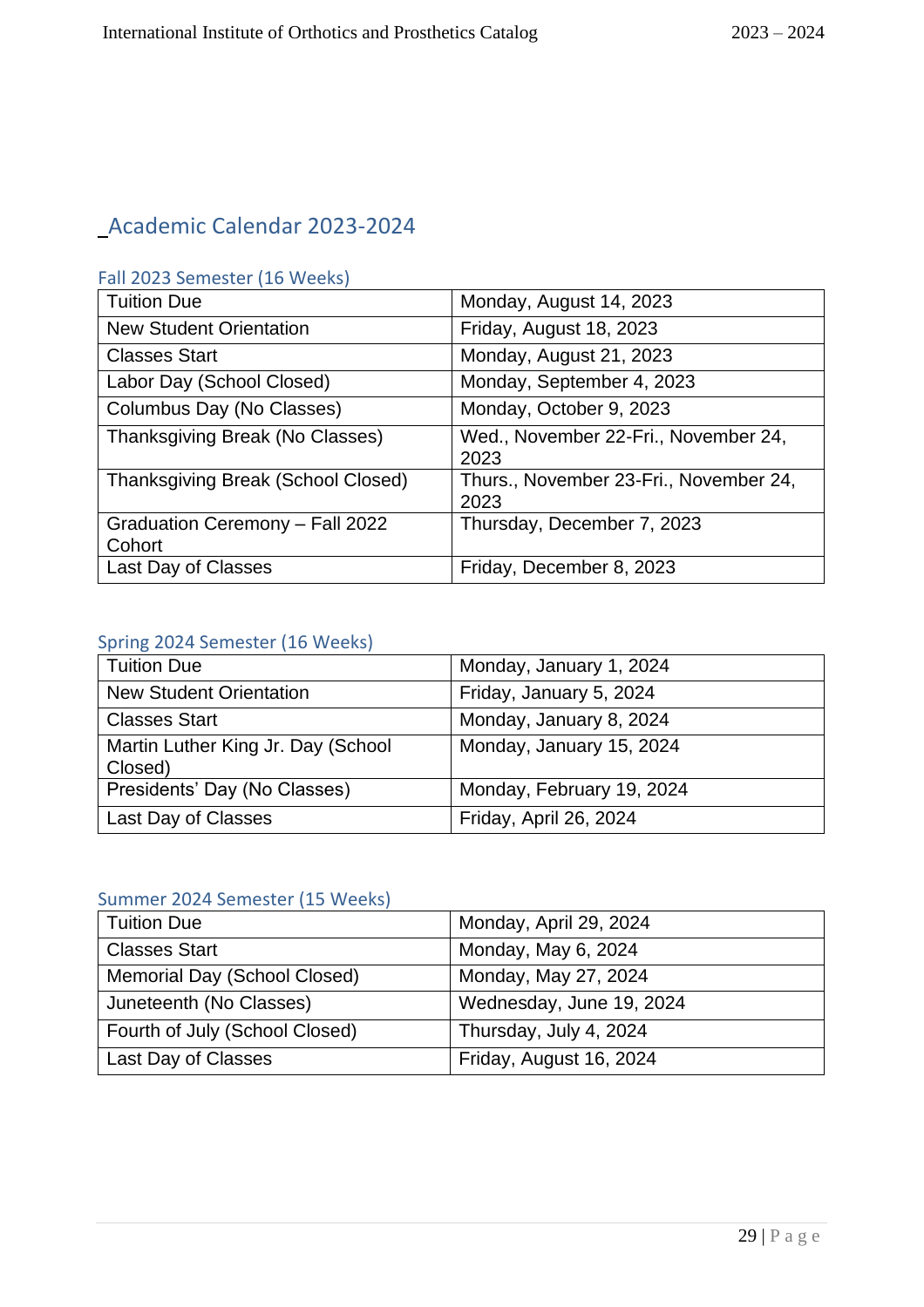## Academic Calendar 2023-2024

### Fall 2023 Semester (16 Weeks)

| | |
|---|---|
| Tuition Due | Monday, August 14, 2023 |
| New Student Orientation | Friday, August 18, 2023 |
| Classes Start | Monday, August 21, 2023 |
| Labor Day (School Closed) | Monday, September 4, 2023 |
| Columbus Day (No Classes) | Monday, October 9, 2023 |
| Thanksgiving Break (No Classes) | Wed., November 22-Fri., November 24, 2023 |
| Thanksgiving Break (School Closed) | Thurs., November 23-Fri., November 24, 2023 |
| Graduation Ceremony – Fall 2022 Cohort | Thursday, December 7, 2023 |
| Last Day of Classes | Friday, December 8, 2023 |

### Spring 2024 Semester (16 Weeks)

| | |
|---|---|
| Tuition Due | Monday, January 1, 2024 |
| New Student Orientation | Friday, January 5, 2024 |
| Classes Start | Monday, January 8, 2024 |
| Martin Luther King Jr. Day (School Closed) | Monday, January 15, 2024 |
| Presidents' Day (No Classes) | Monday, February 19, 2024 |
| Last Day of Classes | Friday, April 26, 2024 |

### Summer 2024 Semester (15 Weeks)

| | |
|---|---|
| Tuition Due | Monday, April 29, 2024 |
| Classes Start | Monday, May 6, 2024 |
| Memorial Day (School Closed) | Monday, May 27, 2024 |
| Juneteenth (No Classes) | Wednesday, June 19, 2024 |
| Fourth of July (School Closed) | Thursday, July 4, 2024 |
| Last Day of Classes | Friday, August 16, 2024 |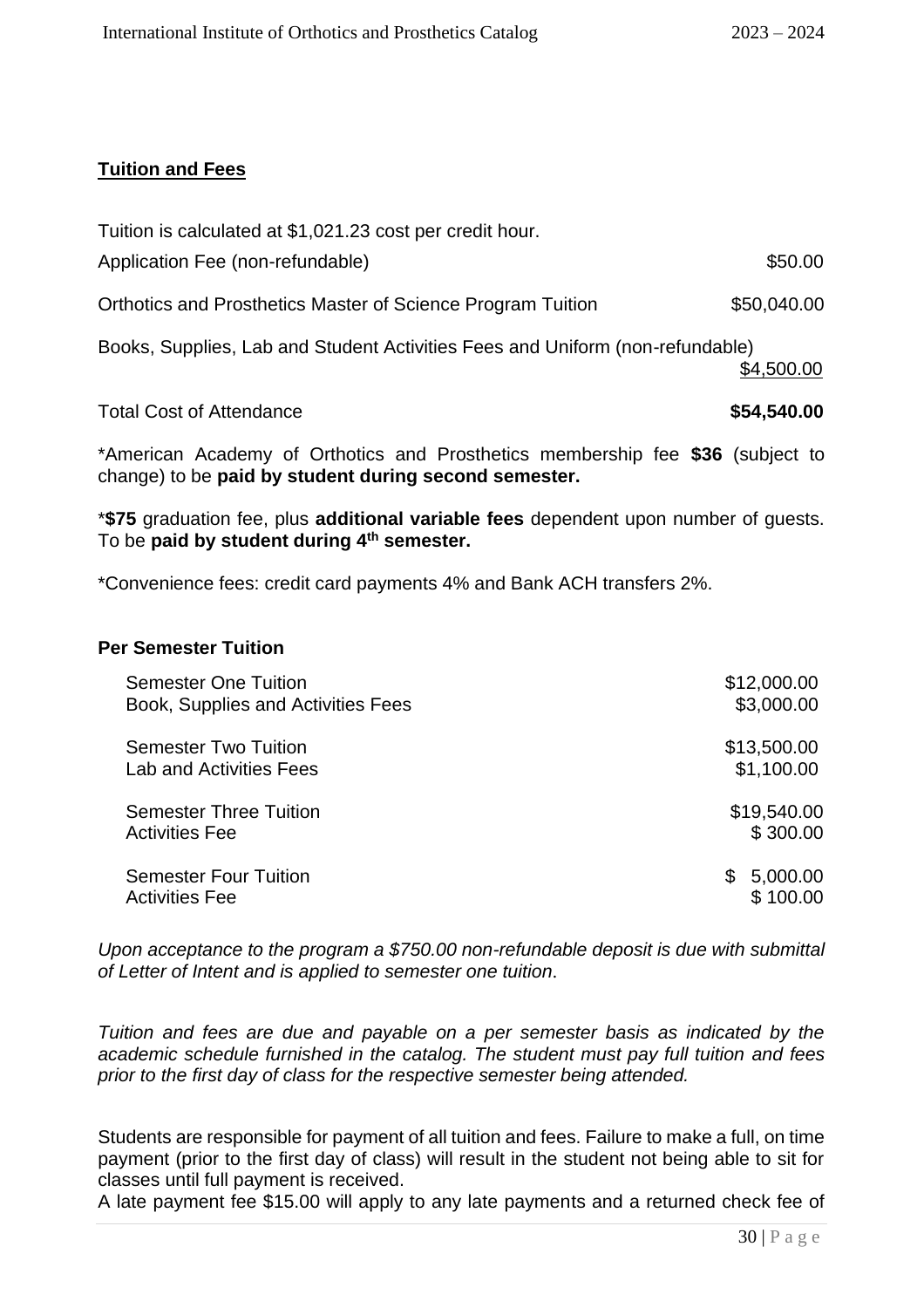**Tuition and Fees**

Tuition is calculated at $1,021.23 cost per credit hour.

| | |
|---|---|
| Application Fee (non-refundable) | $50.00 |
| Orthotics and Prosthetics Master of Science Program Tuition | $50,040.00 |
| Books, Supplies, Lab and Student Activities Fees and Uniform (non-refundable) | $4,500.00 |
| Total Cost of Attendance | **$54,540.00** |

*American Academy of Orthotics and Prosthetics membership fee **$36** (subject to change) to be **paid by student during second semester.**

***$75** graduation fee, plus **additional variable fees** dependent upon number of guests. To be **paid by student during 4th semester.**

*Convenience fees: credit card payments 4% and Bank ACH transfers 2%.

**Per Semester Tuition**

| | |
|---|---|
| Semester One Tuition | $12,000.00 |
| Book, Supplies and Activities Fees | $3,000.00 |
| Semester Two Tuition | $13,500.00 |
| Lab and Activities Fees | $1,100.00 |
| Semester Three Tuition | $19,540.00 |
| Activities Fee | $ 300.00 |
| Semester Four Tuition | $ 5,000.00 |
| Activities Fee | $ 100.00 |

*Upon acceptance to the program a $750.00 non-refundable deposit is due with submittal of Letter of Intent and is applied to semester one tuition.*

*Tuition and fees are due and payable on a per semester basis as indicated by the academic schedule furnished in the catalog. The student must pay full tuition and fees prior to the first day of class for the respective semester being attended.*

Students are responsible for payment of all tuition and fees. Failure to make a full, on time payment (prior to the first day of class) will result in the student not being able to sit for classes until full payment is received.

A late payment fee $15.00 will apply to any late payments and a returned check fee of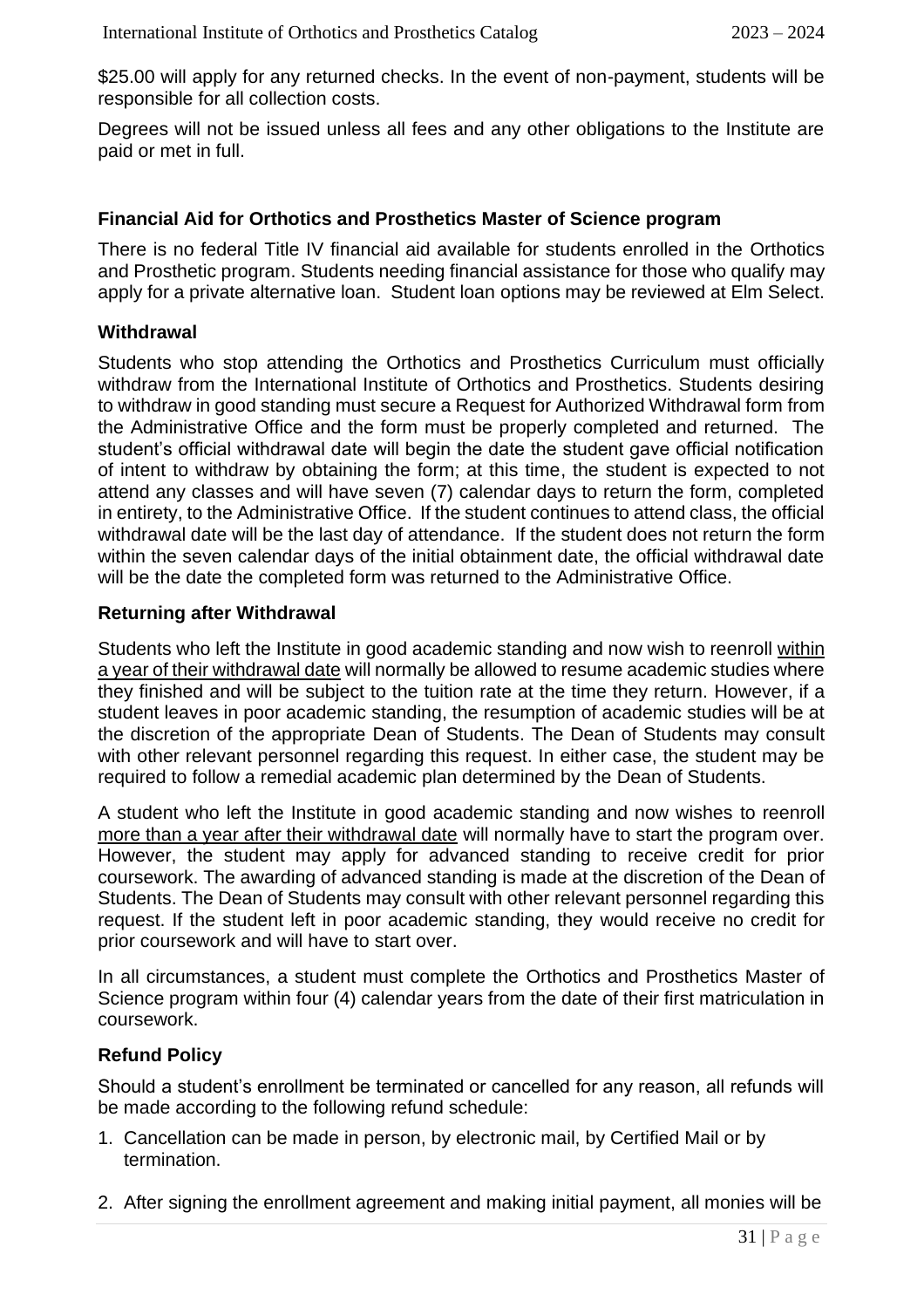$25.00 will apply for any returned checks. In the event of non-payment, students will be responsible for all collection costs.

Degrees will not be issued unless all fees and any other obligations to the Institute are paid or met in full.

### Financial Aid for Orthotics and Prosthetics Master of Science program

There is no federal Title IV financial aid available for students enrolled in the Orthotics and Prosthetic program. Students needing financial assistance for those who qualify may apply for a private alternative loan. Student loan options may be reviewed at Elm Select.

### Withdrawal

Students who stop attending the Orthotics and Prosthetics Curriculum must officially withdraw from the International Institute of Orthotics and Prosthetics. Students desiring to withdraw in good standing must secure a Request for Authorized Withdrawal form from the Administrative Office and the form must be properly completed and returned. The student's official withdrawal date will begin the date the student gave official notification of intent to withdraw by obtaining the form; at this time, the student is expected to not attend any classes and will have seven (7) calendar days to return the form, completed in entirety, to the Administrative Office. If the student continues to attend class, the official withdrawal date will be the last day of attendance. If the student does not return the form within the seven calendar days of the initial obtainment date, the official withdrawal date will be the date the completed form was returned to the Administrative Office.

### Returning after Withdrawal

Students who left the Institute in good academic standing and now wish to reenroll within a year of their withdrawal date will normally be allowed to resume academic studies where they finished and will be subject to the tuition rate at the time they return. However, if a student leaves in poor academic standing, the resumption of academic studies will be at the discretion of the appropriate Dean of Students. The Dean of Students may consult with other relevant personnel regarding this request. In either case, the student may be required to follow a remedial academic plan determined by the Dean of Students.

A student who left the Institute in good academic standing and now wishes to reenroll more than a year after their withdrawal date will normally have to start the program over. However, the student may apply for advanced standing to receive credit for prior coursework. The awarding of advanced standing is made at the discretion of the Dean of Students. The Dean of Students may consult with other relevant personnel regarding this request. If the student left in poor academic standing, they would receive no credit for prior coursework and will have to start over.

In all circumstances, a student must complete the Orthotics and Prosthetics Master of Science program within four (4) calendar years from the date of their first matriculation in coursework.

### Refund Policy

Should a student's enrollment be terminated or cancelled for any reason, all refunds will be made according to the following refund schedule:

1. Cancellation can be made in person, by electronic mail, by Certified Mail or by termination.
2. After signing the enrollment agreement and making initial payment, all monies will be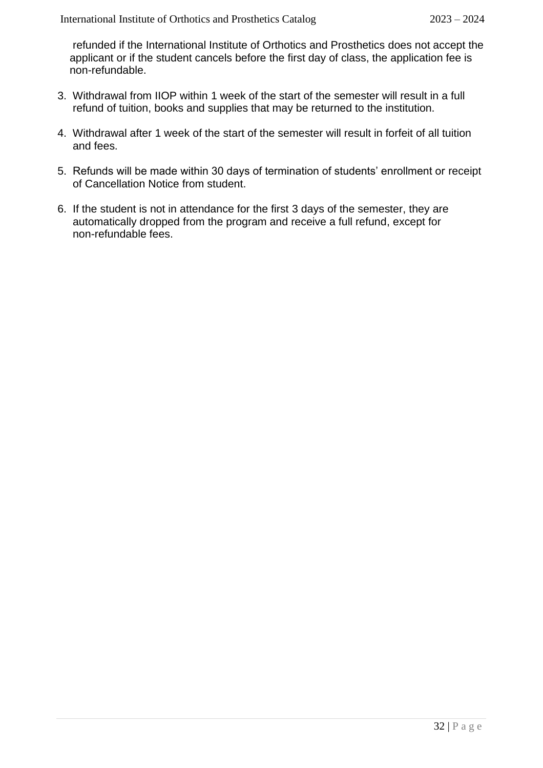refunded if the International Institute of Orthotics and Prosthetics does not accept the applicant or if the student cancels before the first day of class, the application fee is non-refundable.

3. Withdrawal from IIOP within 1 week of the start of the semester will result in a full refund of tuition, books and supplies that may be returned to the institution.

4. Withdrawal after 1 week of the start of the semester will result in forfeit of all tuition and fees.

5. Refunds will be made within 30 days of termination of students' enrollment or receipt of Cancellation Notice from student.

6. If the student is not in attendance for the first 3 days of the semester, they are automatically dropped from the program and receive a full refund, except for non-refundable fees.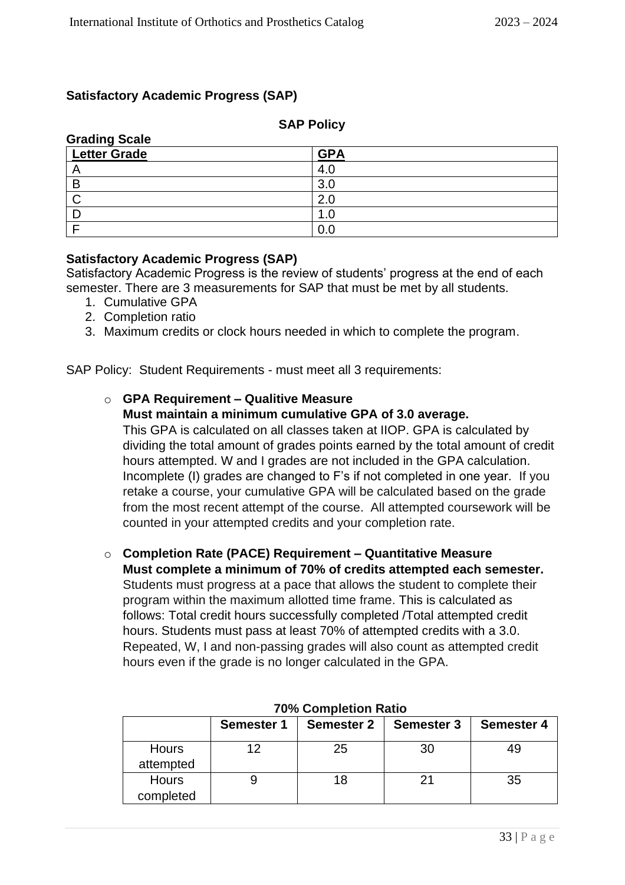## Satisfactory Academic Progress (SAP)

### SAP Policy

**Grading Scale**

| Letter Grade | GPA |
|---|---|
| A | 4.0 |
| B | 3.0 |
| C | 2.0 |
| D | 1.0 |
| F | 0.0 |

**Satisfactory Academic Progress (SAP)**

Satisfactory Academic Progress is the review of students' progress at the end of each semester. There are 3 measurements for SAP that must be met by all students.

1. Cumulative GPA
2. Completion ratio
3. Maximum credits or clock hours needed in which to complete the program.

SAP Policy: Student Requirements - must meet all 3 requirements:

- **GPA Requirement – Qualitive Measure**
  **Must maintain a minimum cumulative GPA of 3.0 average.**
  This GPA is calculated on all classes taken at IIOP. GPA is calculated by dividing the total amount of grades points earned by the total amount of credit hours attempted. W and I grades are not included in the GPA calculation. Incomplete (I) grades are changed to F's if not completed in one year. If you retake a course, your cumulative GPA will be calculated based on the grade from the most recent attempt of the course. All attempted coursework will be counted in your attempted credits and your completion rate.

- **Completion Rate (PACE) Requirement – Quantitative Measure**
  **Must complete a minimum of 70% of credits attempted each semester.**
  Students must progress at a pace that allows the student to complete their program within the maximum allotted time frame. This is calculated as follows: Total credit hours successfully completed /Total attempted credit hours. Students must pass at least 70% of attempted credits with a 3.0. Repeated, W, I and non-passing grades will also count as attempted credit hours even if the grade is no longer calculated in the GPA.

**70% Completion Ratio**

| | Semester 1 | Semester 2 | Semester 3 | Semester 4 |
|---|---|---|---|---|
| Hours attempted | 12 | 25 | 30 | 49 |
| Hours completed | 9 | 18 | 21 | 35 |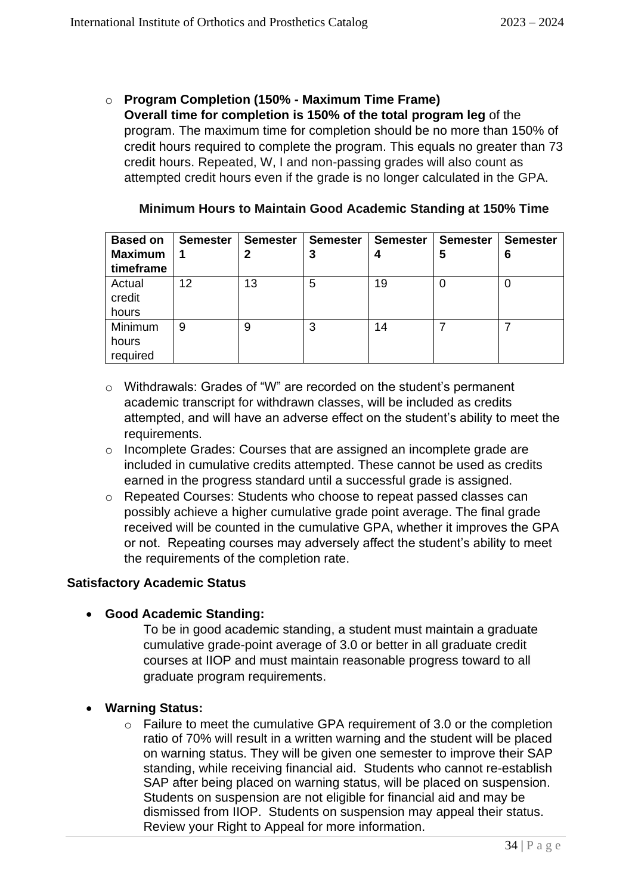- **Program Completion (150% - Maximum Time Frame)**
  **Overall time for completion is 150% of the total program leg** of the program. The maximum time for completion should be no more than 150% of credit hours required to complete the program. This equals no greater than 73 credit hours. Repeated, W, I and non-passing grades will also count as attempted credit hours even if the grade is no longer calculated in the GPA.

**Minimum Hours to Maintain Good Academic Standing at 150% Time**

| **Based on Maximum timeframe** | **Semester 1** | **Semester 2** | **Semester 3** | **Semester 4** | **Semester 5** | **Semester 6** |
|---|---|---|---|---|---|---|
| Actual credit hours | 12 | 13 | 5 | 19 | 0 | 0 |
| Minimum hours required | 9 | 9 | 3 | 14 | 7 | 7 |

- Withdrawals: Grades of "W" are recorded on the student's permanent academic transcript for withdrawn classes, will be included as credits attempted, and will have an adverse effect on the student's ability to meet the requirements.
- Incomplete Grades: Courses that are assigned an incomplete grade are included in cumulative credits attempted. These cannot be used as credits earned in the progress standard until a successful grade is assigned.
- Repeated Courses: Students who choose to repeat passed classes can possibly achieve a higher cumulative grade point average. The final grade received will be counted in the cumulative GPA, whether it improves the GPA or not. Repeating courses may adversely affect the student's ability to meet the requirements of the completion rate.

**Satisfactory Academic Status**

- **Good Academic Standing:**
  To be in good academic standing, a student must maintain a graduate cumulative grade-point average of 3.0 or better in all graduate credit courses at IIOP and must maintain reasonable progress toward to all graduate program requirements.

- **Warning Status:**
  - Failure to meet the cumulative GPA requirement of 3.0 or the completion ratio of 70% will result in a written warning and the student will be placed on warning status. They will be given one semester to improve their SAP standing, while receiving financial aid. Students who cannot re-establish SAP after being placed on warning status, will be placed on suspension. Students on suspension are not eligible for financial aid and may be dismissed from IIOP. Students on suspension may appeal their status. Review your Right to Appeal for more information.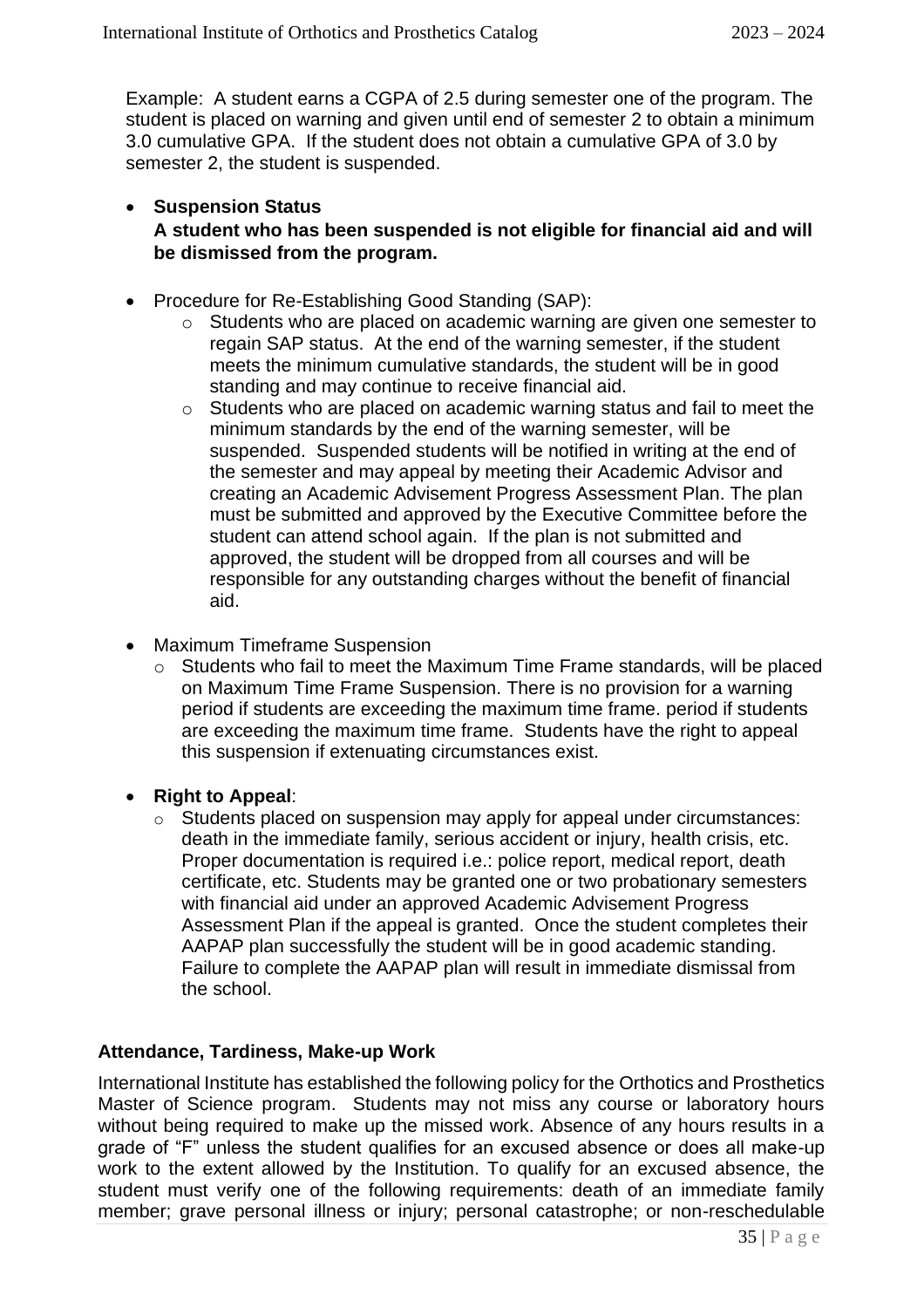Example: A student earns a CGPA of 2.5 during semester one of the program. The student is placed on warning and given until end of semester 2 to obtain a minimum 3.0 cumulative GPA. If the student does not obtain a cumulative GPA of 3.0 by semester 2, the student is suspended.

- **Suspension Status**
  **A student who has been suspended is not eligible for financial aid and will be dismissed from the program.**

- Procedure for Re-Establishing Good Standing (SAP):
  - Students who are placed on academic warning are given one semester to regain SAP status. At the end of the warning semester, if the student meets the minimum cumulative standards, the student will be in good standing and may continue to receive financial aid.
  - Students who are placed on academic warning status and fail to meet the minimum standards by the end of the warning semester, will be suspended. Suspended students will be notified in writing at the end of the semester and may appeal by meeting their Academic Advisor and creating an Academic Advisement Progress Assessment Plan. The plan must be submitted and approved by the Executive Committee before the student can attend school again. If the plan is not submitted and approved, the student will be dropped from all courses and will be responsible for any outstanding charges without the benefit of financial aid.

- Maximum Timeframe Suspension
  - Students who fail to meet the Maximum Time Frame standards, will be placed on Maximum Time Frame Suspension. There is no provision for a warning period if students are exceeding the maximum time frame. period if students are exceeding the maximum time frame. Students have the right to appeal this suspension if extenuating circumstances exist.

- **Right to Appeal**:
  - Students placed on suspension may apply for appeal under circumstances: death in the immediate family, serious accident or injury, health crisis, etc. Proper documentation is required i.e.: police report, medical report, death certificate, etc. Students may be granted one or two probationary semesters with financial aid under an approved Academic Advisement Progress Assessment Plan if the appeal is granted. Once the student completes their AAPAP plan successfully the student will be in good academic standing. Failure to complete the AAPAP plan will result in immediate dismissal from the school.

### Attendance, Tardiness, Make-up Work

International Institute has established the following policy for the Orthotics and Prosthetics Master of Science program. Students may not miss any course or laboratory hours without being required to make up the missed work. Absence of any hours results in a grade of "F" unless the student qualifies for an excused absence or does all make-up work to the extent allowed by the Institution. To qualify for an excused absence, the student must verify one of the following requirements: death of an immediate family member; grave personal illness or injury; personal catastrophe; or non-reschedulable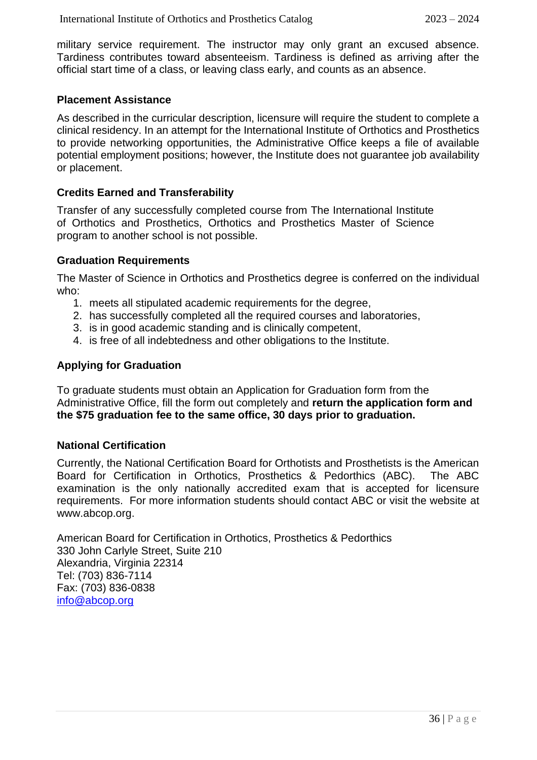military service requirement. The instructor may only grant an excused absence. Tardiness contributes toward absenteeism. Tardiness is defined as arriving after the official start time of a class, or leaving class early, and counts as an absence.

### Placement Assistance

As described in the curricular description, licensure will require the student to complete a clinical residency. In an attempt for the International Institute of Orthotics and Prosthetics to provide networking opportunities, the Administrative Office keeps a file of available potential employment positions; however, the Institute does not guarantee job availability or placement.

### Credits Earned and Transferability

Transfer of any successfully completed course from The International Institute of Orthotics and Prosthetics, Orthotics and Prosthetics Master of Science program to another school is not possible.

### Graduation Requirements

The Master of Science in Orthotics and Prosthetics degree is conferred on the individual who:

1. meets all stipulated academic requirements for the degree,
2. has successfully completed all the required courses and laboratories,
3. is in good academic standing and is clinically competent,
4. is free of all indebtedness and other obligations to the Institute.

### Applying for Graduation

To graduate students must obtain an Application for Graduation form from the Administrative Office, fill the form out completely and **return the application form and the $75 graduation fee to the same office, 30 days prior to graduation.**

### National Certification

Currently, the National Certification Board for Orthotists and Prosthetists is the American Board for Certification in Orthotics, Prosthetics & Pedorthics (ABC). The ABC examination is the only nationally accredited exam that is accepted for licensure requirements. For more information students should contact ABC or visit the website at www.abcop.org.

American Board for Certification in Orthotics, Prosthetics & Pedorthics
330 John Carlyle Street, Suite 210
Alexandria, Virginia 22314
Tel: (703) 836-7114
Fax: (703) 836-0838
info@abcop.org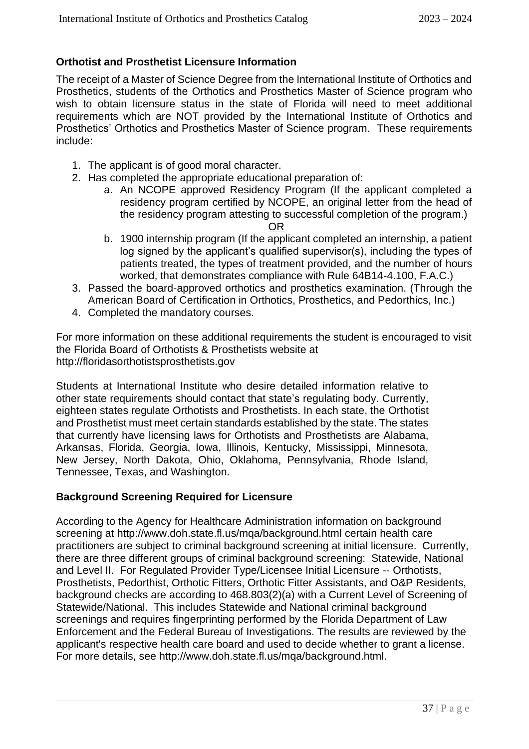## Orthotist and Prosthetist Licensure Information

The receipt of a Master of Science Degree from the International Institute of Orthotics and Prosthetics, students of the Orthotics and Prosthetics Master of Science program who wish to obtain licensure status in the state of Florida will need to meet additional requirements which are NOT provided by the International Institute of Orthotics and Prosthetics' Orthotics and Prosthetics Master of Science program. These requirements include:

1. The applicant is of good moral character.
2. Has completed the appropriate educational preparation of:
   a. An NCOPE approved Residency Program (If the applicant completed a residency program certified by NCOPE, an original letter from the head of the residency program attesting to successful completion of the program.)

      OR

   b. 1900 internship program (If the applicant completed an internship, a patient log signed by the applicant's qualified supervisor(s), including the types of patients treated, the types of treatment provided, and the number of hours worked, that demonstrates compliance with Rule 64B14-4.100, F.A.C.)
3. Passed the board-approved orthotics and prosthetics examination. (Through the American Board of Certification in Orthotics, Prosthetics, and Pedorthics, Inc.)
4. Completed the mandatory courses.

For more information on these additional requirements the student is encouraged to visit the Florida Board of Orthotists & Prosthetists website at http://floridasorthotistsprosthetists.gov

Students at International Institute who desire detailed information relative to other state requirements should contact that state's regulating body. Currently, eighteen states regulate Orthotists and Prosthetists. In each state, the Orthotist and Prosthetist must meet certain standards established by the state. The states that currently have licensing laws for Orthotists and Prosthetists are Alabama, Arkansas, Florida, Georgia, Iowa, Illinois, Kentucky, Mississippi, Minnesota, New Jersey, North Dakota, Ohio, Oklahoma, Pennsylvania, Rhode Island, Tennessee, Texas, and Washington.

## Background Screening Required for Licensure

According to the Agency for Healthcare Administration information on background screening at http://www.doh.state.fl.us/mqa/background.html certain health care practitioners are subject to criminal background screening at initial licensure. Currently, there are three different groups of criminal background screening: Statewide, National and Level II. For Regulated Provider Type/Licensee Initial Licensure -- Orthotists, Prosthetists, Pedorthist, Orthotic Fitters, Orthotic Fitter Assistants, and O&P Residents, background checks are according to 468.803(2)(a) with a Current Level of Screening of Statewide/National. This includes Statewide and National criminal background screenings and requires fingerprinting performed by the Florida Department of Law Enforcement and the Federal Bureau of Investigations. The results are reviewed by the applicant's respective health care board and used to decide whether to grant a license. For more details, see http://www.doh.state.fl.us/mqa/background.html.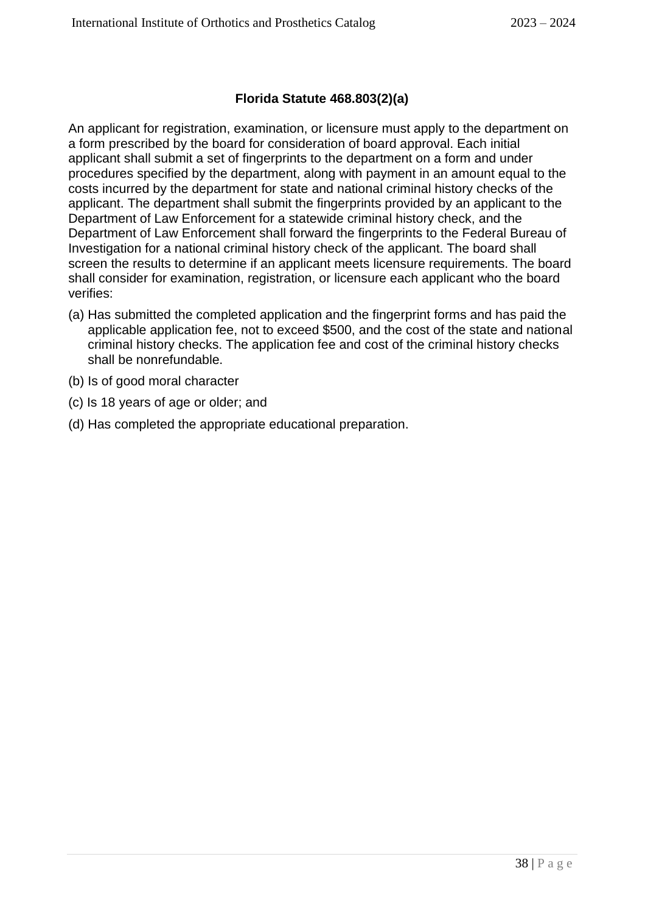## Florida Statute 468.803(2)(a)

An applicant for registration, examination, or licensure must apply to the department on a form prescribed by the board for consideration of board approval. Each initial applicant shall submit a set of fingerprints to the department on a form and under procedures specified by the department, along with payment in an amount equal to the costs incurred by the department for state and national criminal history checks of the applicant. The department shall submit the fingerprints provided by an applicant to the Department of Law Enforcement for a statewide criminal history check, and the Department of Law Enforcement shall forward the fingerprints to the Federal Bureau of Investigation for a national criminal history check of the applicant. The board shall screen the results to determine if an applicant meets licensure requirements. The board shall consider for examination, registration, or licensure each applicant who the board verifies:

(a) Has submitted the completed application and the fingerprint forms and has paid the applicable application fee, not to exceed $500, and the cost of the state and national criminal history checks. The application fee and cost of the criminal history checks shall be nonrefundable.

(b) Is of good moral character

(c) Is 18 years of age or older; and

(d) Has completed the appropriate educational preparation.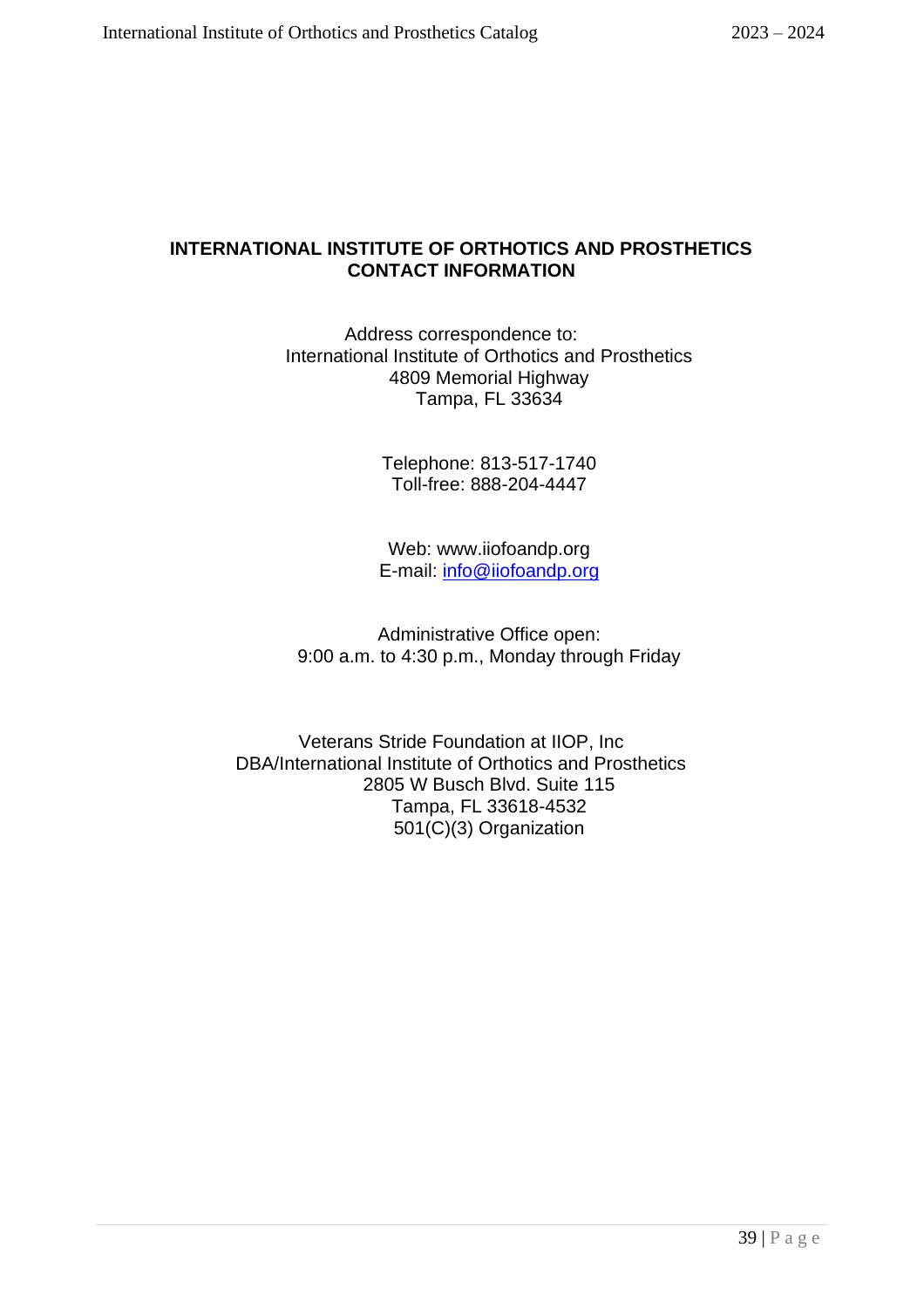# INTERNATIONAL INSTITUTE OF ORTHOTICS AND PROSTHETICS CONTACT INFORMATION

Address correspondence to:
International Institute of Orthotics and Prosthetics
4809 Memorial Highway
Tampa, FL 33634

Telephone: 813-517-1740
Toll-free: 888-204-4447

Web: www.iiofoandp.org
E-mail: info@iiofoandp.org

Administrative Office open:
9:00 a.m. to 4:30 p.m., Monday through Friday

Veterans Stride Foundation at IIOP, Inc
DBA/International Institute of Orthotics and Prosthetics
2805 W Busch Blvd. Suite 115
Tampa, FL 33618-4532
501(C)(3) Organization